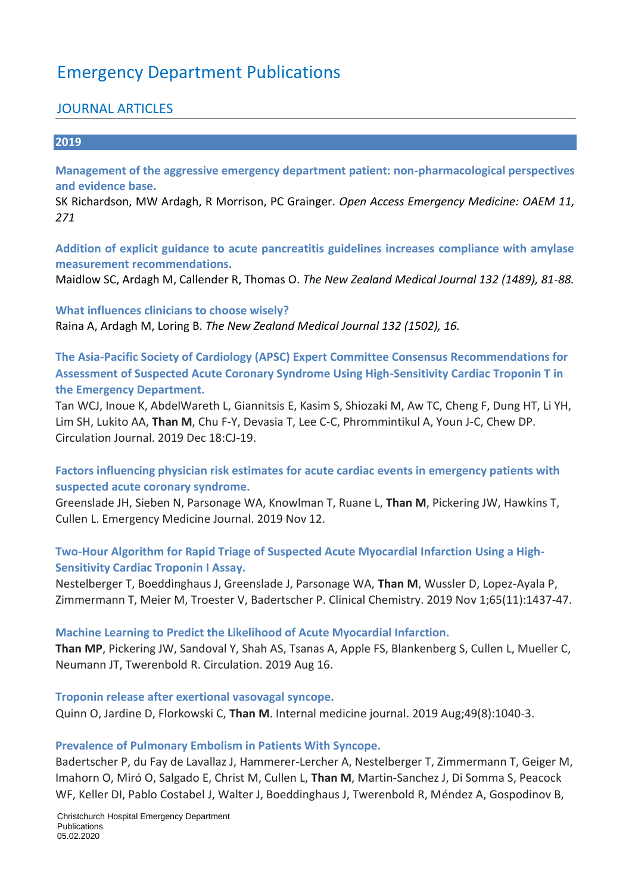# Emergency Department Publications

## JOURNAL ARTICLES

### 2019

**Management of the aggressive emergency department patient: non-pharmacological perspectives and evidence base.**
SK Richardson, MW Ardagh, R Morrison, PC Grainger. *Open Access Emergency Medicine: OAEM 11, 271*

**Addition of explicit guidance to acute pancreatitis guidelines increases compliance with amylase measurement recommendations.**
Maidlow SC, Ardagh M, Callender R, Thomas O. *The New Zealand Medical Journal 132 (1489), 81-88.*

**What influences clinicians to choose wisely?**
Raina A, Ardagh M, Loring B. *The New Zealand Medical Journal 132 (1502), 16.*

**The Asia-Pacific Society of Cardiology (APSC) Expert Committee Consensus Recommendations for Assessment of Suspected Acute Coronary Syndrome Using High-Sensitivity Cardiac Troponin T in the Emergency Department.**
Tan WCJ, Inoue K, AbdelWareth L, Giannitsis E, Kasim S, Shiozaki M, Aw TC, Cheng F, Dung HT, Li YH, Lim SH, Lukito AA, **Than M**, Chu F-Y, Devasia T, Lee C-C, Phrommintikul A, Youn J-C, Chew DP. Circulation Journal. 2019 Dec 18:CJ-19.

**Factors influencing physician risk estimates for acute cardiac events in emergency patients with suspected acute coronary syndrome.**
Greenslade JH, Sieben N, Parsonage WA, Knowlman T, Ruane L, **Than M**, Pickering JW, Hawkins T, Cullen L. Emergency Medicine Journal. 2019 Nov 12.

**Two-Hour Algorithm for Rapid Triage of Suspected Acute Myocardial Infarction Using a High-Sensitivity Cardiac Troponin I Assay.**
Nestelberger T, Boeddinghaus J, Greenslade J, Parsonage WA, **Than M**, Wussler D, Lopez-Ayala P, Zimmermann T, Meier M, Troester V, Badertscher P. Clinical Chemistry. 2019 Nov 1;65(11):1437-47.

**Machine Learning to Predict the Likelihood of Acute Myocardial Infarction.**
**Than MP**, Pickering JW, Sandoval Y, Shah AS, Tsanas A, Apple FS, Blankenberg S, Cullen L, Mueller C, Neumann JT, Twerenbold R. Circulation. 2019 Aug 16.

**Troponin release after exertional vasovagal syncope.**
Quinn O, Jardine D, Florkowski C, **Than M**. Internal medicine journal. 2019 Aug;49(8):1040-3.

**Prevalence of Pulmonary Embolism in Patients With Syncope.**
Badertscher P, du Fay de Lavallaz J, Hammerer-Lercher A, Nestelberger T, Zimmermann T, Geiger M, Imahorn O, Miró O, Salgado E, Christ M, Cullen L, **Than M**, Martin-Sanchez J, Di Somma S, Peacock WF, Keller DI, Pablo Costabel J, Walter J, Boeddinghaus J, Twerenbold R, Méndez A, Gospodinov B,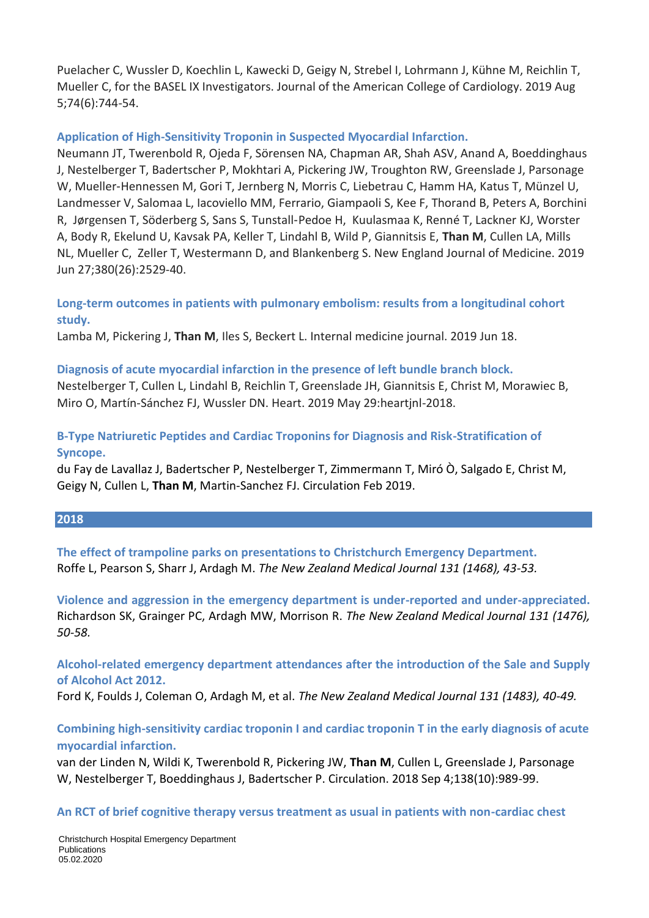Puelacher C, Wussler D, Koechlin L, Kawecki D, Geigy N, Strebel I, Lohrmann J, Kühne M, Reichlin T, Mueller C, for the BASEL IX Investigators. Journal of the American College of Cardiology. 2019 Aug 5;74(6):744-54.

**Application of High-Sensitivity Troponin in Suspected Myocardial Infarction.**
Neumann JT, Twerenbold R, Ojeda F, Sörensen NA, Chapman AR, Shah ASV, Anand A, Boeddinghaus J, Nestelberger T, Badertscher P, Mokhtari A, Pickering JW, Troughton RW, Greenslade J, Parsonage W, Mueller-Hennessen M, Gori T, Jernberg N, Morris C, Liebetrau C, Hamm HA, Katus T, Münzel U, Landmesser V, Salomaa L, Iacoviello MM, Ferrario, Giampaoli S, Kee F, Thorand B, Peters A, Borchini R, Jørgensen T, Söderberg S, Sans S, Tunstall-Pedoe H, Kuulasmaa K, Renné T, Lackner KJ, Worster A, Body R, Ekelund U, Kavsak PA, Keller T, Lindahl B, Wild P, Giannitsis E, **Than M**, Cullen LA, Mills NL, Mueller C, Zeller T, Westermann D, and Blankenberg S. New England Journal of Medicine. 2019 Jun 27;380(26):2529-40.

**Long-term outcomes in patients with pulmonary embolism: results from a longitudinal cohort study.**
Lamba M, Pickering J, **Than M**, Iles S, Beckert L. Internal medicine journal. 2019 Jun 18.

**Diagnosis of acute myocardial infarction in the presence of left bundle branch block.**
Nestelberger T, Cullen L, Lindahl B, Reichlin T, Greenslade JH, Giannitsis E, Christ M, Morawiec B, Miro O, Martín-Sánchez FJ, Wussler DN. Heart. 2019 May 29:heartjnl-2018.

**B-Type Natriuretic Peptides and Cardiac Troponins for Diagnosis and Risk-Stratification of Syncope.**
du Fay de Lavallaz J, Badertscher P, Nestelberger T, Zimmermann T, Miró Ò, Salgado E, Christ M, Geigy N, Cullen L, **Than M**, Martin-Sanchez FJ. Circulation Feb 2019.

## 2018

**The effect of trampoline parks on presentations to Christchurch Emergency Department.**
Roffe L, Pearson S, Sharr J, Ardagh M. *The New Zealand Medical Journal 131 (1468), 43-53.*

**Violence and aggression in the emergency department is under-reported and under-appreciated.**
Richardson SK, Grainger PC, Ardagh MW, Morrison R. *The New Zealand Medical Journal 131 (1476), 50-58.*

**Alcohol-related emergency department attendances after the introduction of the Sale and Supply of Alcohol Act 2012.**
Ford K, Foulds J, Coleman O, Ardagh M, et al. *The New Zealand Medical Journal 131 (1483), 40-49.*

**Combining high-sensitivity cardiac troponin I and cardiac troponin T in the early diagnosis of acute myocardial infarction.**
van der Linden N, Wildi K, Twerenbold R, Pickering JW, **Than M**, Cullen L, Greenslade J, Parsonage W, Nestelberger T, Boeddinghaus J, Badertscher P. Circulation. 2018 Sep 4;138(10):989-99.

**An RCT of brief cognitive therapy versus treatment as usual in patients with non-cardiac chest**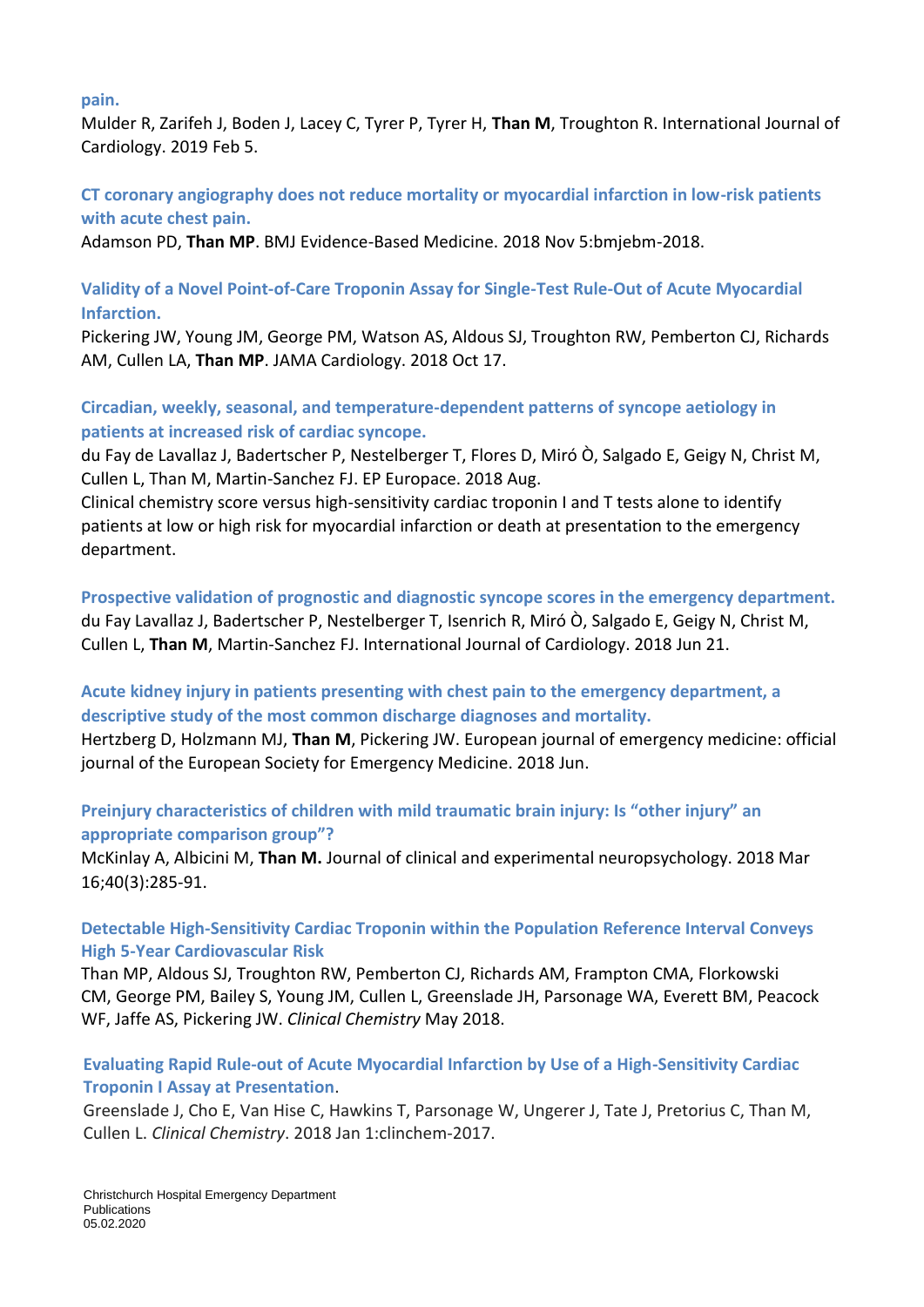**pain.**

Mulder R, Zarifeh J, Boden J, Lacey C, Tyrer P, Tyrer H, **Than M**, Troughton R. International Journal of Cardiology. 2019 Feb 5.

**CT coronary angiography does not reduce mortality or myocardial infarction in low-risk patients with acute chest pain.**

Adamson PD, **Than MP**. BMJ Evidence-Based Medicine. 2018 Nov 5:bmjebm-2018.

**Validity of a Novel Point-of-Care Troponin Assay for Single-Test Rule-Out of Acute Myocardial Infarction.**

Pickering JW, Young JM, George PM, Watson AS, Aldous SJ, Troughton RW, Pemberton CJ, Richards AM, Cullen LA, **Than MP**. JAMA Cardiology. 2018 Oct 17.

**Circadian, weekly, seasonal, and temperature-dependent patterns of syncope aetiology in patients at increased risk of cardiac syncope.**

du Fay de Lavallaz J, Badertscher P, Nestelberger T, Flores D, Miró Ò, Salgado E, Geigy N, Christ M, Cullen L, Than M, Martin-Sanchez FJ. EP Europace. 2018 Aug.

Clinical chemistry score versus high-sensitivity cardiac troponin I and T tests alone to identify patients at low or high risk for myocardial infarction or death at presentation to the emergency department.

**Prospective validation of prognostic and diagnostic syncope scores in the emergency department.**

du Fay Lavallaz J, Badertscher P, Nestelberger T, Isenrich R, Miró Ò, Salgado E, Geigy N, Christ M, Cullen L, **Than M**, Martin-Sanchez FJ. International Journal of Cardiology. 2018 Jun 21.

**Acute kidney injury in patients presenting with chest pain to the emergency department, a descriptive study of the most common discharge diagnoses and mortality.**

Hertzberg D, Holzmann MJ, **Than M**, Pickering JW. European journal of emergency medicine: official journal of the European Society for Emergency Medicine. 2018 Jun.

**Preinjury characteristics of children with mild traumatic brain injury: Is "other injury" an appropriate comparison group"?**

McKinlay A, Albicini M, **Than M.** Journal of clinical and experimental neuropsychology. 2018 Mar 16;40(3):285-91.

**Detectable High-Sensitivity Cardiac Troponin within the Population Reference Interval Conveys High 5-Year Cardiovascular Risk**

Than MP, Aldous SJ, Troughton RW, Pemberton CJ, Richards AM, Frampton CMA, Florkowski CM, George PM, Bailey S, Young JM, Cullen L, Greenslade JH, Parsonage WA, Everett BM, Peacock WF, Jaffe AS, Pickering JW. *Clinical Chemistry* May 2018.

**Evaluating Rapid Rule-out of Acute Myocardial Infarction by Use of a High-Sensitivity Cardiac Troponin I Assay at Presentation**.

Greenslade J, Cho E, Van Hise C, Hawkins T, Parsonage W, Ungerer J, Tate J, Pretorius C, Than M, Cullen L. *Clinical Chemistry*. 2018 Jan 1:clinchem-2017.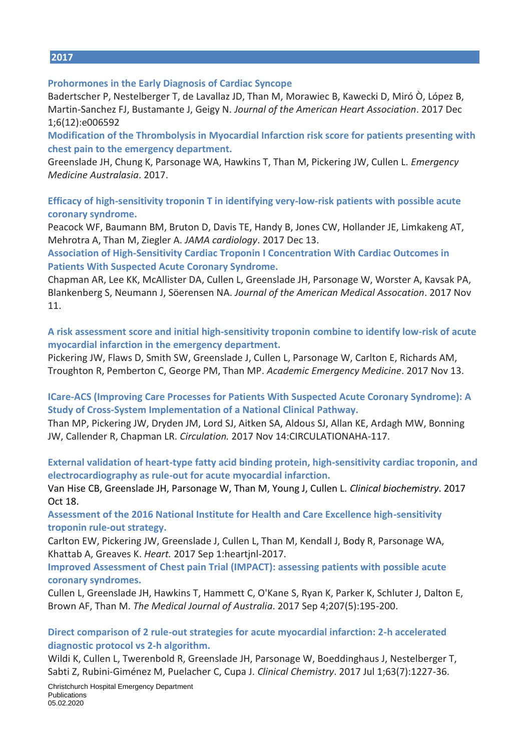## 2017

**Prohormones in the Early Diagnosis of Cardiac Syncope**

Badertscher P, Nestelberger T, de Lavallaz JD, Than M, Morawiec B, Kawecki D, Miró Ò, López B, Martin-Sanchez FJ, Bustamante J, Geigy N. *Journal of the American Heart Association*. 2017 Dec 1;6(12):e006592

**Modification of the Thrombolysis in Myocardial Infarction risk score for patients presenting with chest pain to the emergency department.**

Greenslade JH, Chung K, Parsonage WA, Hawkins T, Than M, Pickering JW, Cullen L. *Emergency Medicine Australasia*. 2017.

**Efficacy of high-sensitivity troponin T in identifying very-low-risk patients with possible acute coronary syndrome.**

Peacock WF, Baumann BM, Bruton D, Davis TE, Handy B, Jones CW, Hollander JE, Limkakeng AT, Mehrotra A, Than M, Ziegler A. *JAMA cardiology*. 2017 Dec 13.

**Association of High-Sensitivity Cardiac Troponin I Concentration With Cardiac Outcomes in Patients With Suspected Acute Coronary Syndrome.**

Chapman AR, Lee KK, McAllister DA, Cullen L, Greenslade JH, Parsonage W, Worster A, Kavsak PA, Blankenberg S, Neumann J, Söerensen NA. *Journal of the American Medical Assocation*. 2017 Nov 11.

**A risk assessment score and initial high-sensitivity troponin combine to identify low-risk of acute myocardial infarction in the emergency department.**

Pickering JW, Flaws D, Smith SW, Greenslade J, Cullen L, Parsonage W, Carlton E, Richards AM, Troughton R, Pemberton C, George PM, Than MP. *Academic Emergency Medicine*. 2017 Nov 13.

**ICare-ACS (Improving Care Processes for Patients With Suspected Acute Coronary Syndrome): A Study of Cross-System Implementation of a National Clinical Pathway.**

Than MP, Pickering JW, Dryden JM, Lord SJ, Aitken SA, Aldous SJ, Allan KE, Ardagh MW, Bonning JW, Callender R, Chapman LR. *Circulation.* 2017 Nov 14:CIRCULATIONAHA-117.

**External validation of heart-type fatty acid binding protein, high-sensitivity cardiac troponin, and electrocardiography as rule-out for acute myocardial infarction.**

Van Hise CB, Greenslade JH, Parsonage W, Than M, Young J, Cullen L. *Clinical biochemistry*. 2017 Oct 18.

**Assessment of the 2016 National Institute for Health and Care Excellence high-sensitivity troponin rule-out strategy.**

Carlton EW, Pickering JW, Greenslade J, Cullen L, Than M, Kendall J, Body R, Parsonage WA, Khattab A, Greaves K. *Heart.* 2017 Sep 1:heartjnl-2017.

**Improved Assessment of Chest pain Trial (IMPACT): assessing patients with possible acute coronary syndromes.**

Cullen L, Greenslade JH, Hawkins T, Hammett C, O'Kane S, Ryan K, Parker K, Schluter J, Dalton E, Brown AF, Than M. *The Medical Journal of Australia*. 2017 Sep 4;207(5):195-200.

**Direct comparison of 2 rule-out strategies for acute myocardial infarction: 2-h accelerated diagnostic protocol vs 2-h algorithm.**

Wildi K, Cullen L, Twerenbold R, Greenslade JH, Parsonage W, Boeddinghaus J, Nestelberger T, Sabti Z, Rubini-Giménez M, Puelacher C, Cupa J. *Clinical Chemistry*. 2017 Jul 1;63(7):1227-36.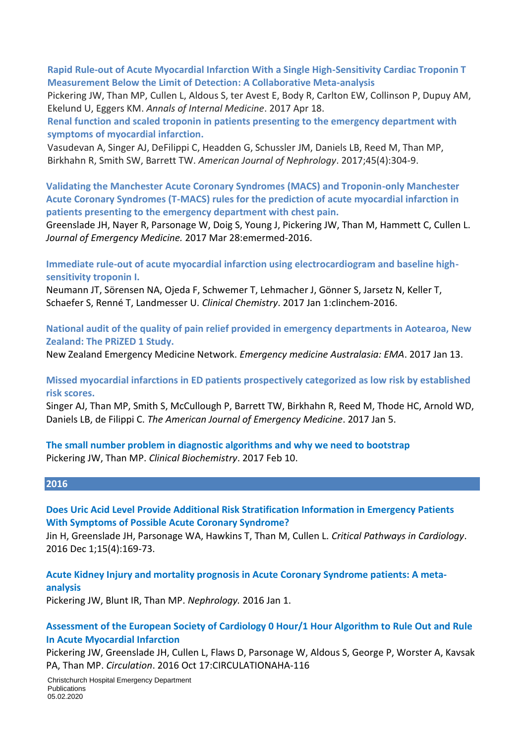**Rapid Rule-out of Acute Myocardial Infarction With a Single High-Sensitivity Cardiac Troponin T Measurement Below the Limit of Detection: A Collaborative Meta-analysis**
Pickering JW, Than MP, Cullen L, Aldous S, ter Avest E, Body R, Carlton EW, Collinson P, Dupuy AM, Ekelund U, Eggers KM. *Annals of Internal Medicine*. 2017 Apr 18.

**Renal function and scaled troponin in patients presenting to the emergency department with symptoms of myocardial infarction.**
Vasudevan A, Singer AJ, DeFilippi C, Headden G, Schussler JM, Daniels LB, Reed M, Than MP, Birkhahn R, Smith SW, Barrett TW. *American Journal of Nephrology*. 2017;45(4):304-9.

**Validating the Manchester Acute Coronary Syndromes (MACS) and Troponin-only Manchester Acute Coronary Syndromes (T-MACS) rules for the prediction of acute myocardial infarction in patients presenting to the emergency department with chest pain.**
Greenslade JH, Nayer R, Parsonage W, Doig S, Young J, Pickering JW, Than M, Hammett C, Cullen L. *Journal of Emergency Medicine.* 2017 Mar 28:emermed-2016.

**Immediate rule-out of acute myocardial infarction using electrocardiogram and baseline high-sensitivity troponin I.**
Neumann JT, Sörensen NA, Ojeda F, Schwemer T, Lehmacher J, Gönner S, Jarsetz N, Keller T, Schaefer S, Renné T, Landmesser U. *Clinical Chemistry*. 2017 Jan 1:clinchem-2016.

**National audit of the quality of pain relief provided in emergency departments in Aotearoa, New Zealand: The PRiZED 1 Study.**
New Zealand Emergency Medicine Network. *Emergency medicine Australasia: EMA*. 2017 Jan 13.

**Missed myocardial infarctions in ED patients prospectively categorized as low risk by established risk scores.**
Singer AJ, Than MP, Smith S, McCullough P, Barrett TW, Birkhahn R, Reed M, Thode HC, Arnold WD, Daniels LB, de Filippi C. *The American Journal of Emergency Medicine*. 2017 Jan 5.

**The small number problem in diagnostic algorithms and why we need to bootstrap**
Pickering JW, Than MP. *Clinical Biochemistry*. 2017 Feb 10.

## 2016

**Does Uric Acid Level Provide Additional Risk Stratification Information in Emergency Patients With Symptoms of Possible Acute Coronary Syndrome?**
Jin H, Greenslade JH, Parsonage WA, Hawkins T, Than M, Cullen L. *Critical Pathways in Cardiology*. 2016 Dec 1;15(4):169-73.

**Acute Kidney Injury and mortality prognosis in Acute Coronary Syndrome patients: A meta-analysis**
Pickering JW, Blunt IR, Than MP. *Nephrology.* 2016 Jan 1.

**Assessment of the European Society of Cardiology 0 Hour/1 Hour Algorithm to Rule Out and Rule In Acute Myocardial Infarction**
Pickering JW, Greenslade JH, Cullen L, Flaws D, Parsonage W, Aldous S, George P, Worster A, Kavsak PA, Than MP. *Circulation*. 2016 Oct 17:CIRCULATIONAHA-116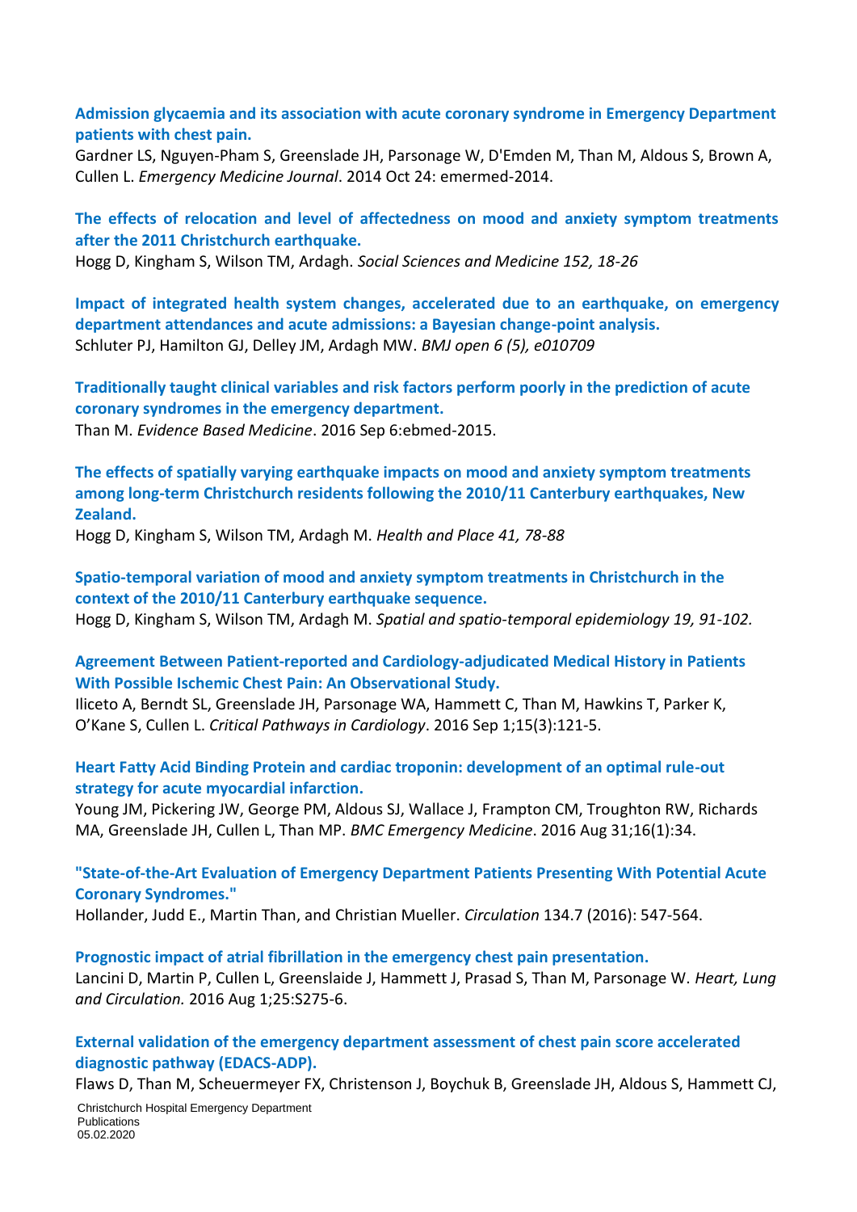**Admission glycaemia and its association with acute coronary syndrome in Emergency Department patients with chest pain.**
Gardner LS, Nguyen-Pham S, Greenslade JH, Parsonage W, D'Emden M, Than M, Aldous S, Brown A, Cullen L. *Emergency Medicine Journal*. 2014 Oct 24: emermed-2014.

**The effects of relocation and level of affectedness on mood and anxiety symptom treatments after the 2011 Christchurch earthquake.**
Hogg D, Kingham S, Wilson TM, Ardagh. *Social Sciences and Medicine 152, 18-26*

**Impact of integrated health system changes, accelerated due to an earthquake, on emergency department attendances and acute admissions: a Bayesian change-point analysis.**
Schluter PJ, Hamilton GJ, Delley JM, Ardagh MW. *BMJ open 6 (5), e010709*

**Traditionally taught clinical variables and risk factors perform poorly in the prediction of acute coronary syndromes in the emergency department.**
Than M. *Evidence Based Medicine*. 2016 Sep 6:ebmed-2015.

**The effects of spatially varying earthquake impacts on mood and anxiety symptom treatments among long-term Christchurch residents following the 2010/11 Canterbury earthquakes, New Zealand.**
Hogg D, Kingham S, Wilson TM, Ardagh M. *Health and Place 41, 78-88*

**Spatio-temporal variation of mood and anxiety symptom treatments in Christchurch in the context of the 2010/11 Canterbury earthquake sequence.**
Hogg D, Kingham S, Wilson TM, Ardagh M. *Spatial and spatio-temporal epidemiology 19, 91-102.*

**Agreement Between Patient-reported and Cardiology-adjudicated Medical History in Patients With Possible Ischemic Chest Pain: An Observational Study.**
Iliceto A, Berndt SL, Greenslade JH, Parsonage WA, Hammett C, Than M, Hawkins T, Parker K, O'Kane S, Cullen L. *Critical Pathways in Cardiology*. 2016 Sep 1;15(3):121-5.

**Heart Fatty Acid Binding Protein and cardiac troponin: development of an optimal rule-out strategy for acute myocardial infarction.**
Young JM, Pickering JW, George PM, Aldous SJ, Wallace J, Frampton CM, Troughton RW, Richards MA, Greenslade JH, Cullen L, Than MP. *BMC Emergency Medicine*. 2016 Aug 31;16(1):34.

**"State-of-the-Art Evaluation of Emergency Department Patients Presenting With Potential Acute Coronary Syndromes."**
Hollander, Judd E., Martin Than, and Christian Mueller. *Circulation* 134.7 (2016): 547-564.

**Prognostic impact of atrial fibrillation in the emergency chest pain presentation.**
Lancini D, Martin P, Cullen L, Greenslaide J, Hammett J, Prasad S, Than M, Parsonage W. *Heart, Lung and Circulation.* 2016 Aug 1;25:S275-6.

**External validation of the emergency department assessment of chest pain score accelerated diagnostic pathway (EDACS-ADP).**
Flaws D, Than M, Scheuermeyer FX, Christenson J, Boychuk B, Greenslade JH, Aldous S, Hammett CJ,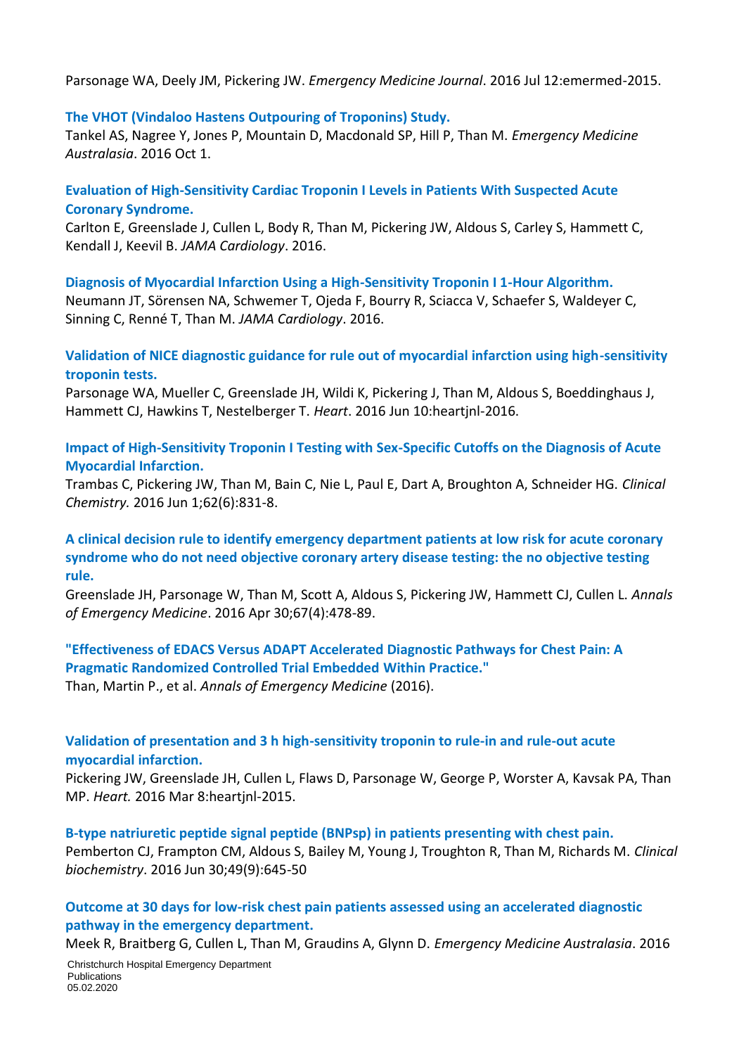Parsonage WA, Deely JM, Pickering JW. *Emergency Medicine Journal*. 2016 Jul 12:emermed-2015.

**The VHOT (Vindaloo Hastens Outpouring of Troponins) Study.**
Tankel AS, Nagree Y, Jones P, Mountain D, Macdonald SP, Hill P, Than M. *Emergency Medicine Australasia*. 2016 Oct 1.

**Evaluation of High-Sensitivity Cardiac Troponin I Levels in Patients With Suspected Acute Coronary Syndrome.**
Carlton E, Greenslade J, Cullen L, Body R, Than M, Pickering JW, Aldous S, Carley S, Hammett C, Kendall J, Keevil B. *JAMA Cardiology*. 2016.

**Diagnosis of Myocardial Infarction Using a High-Sensitivity Troponin I 1-Hour Algorithm.**
Neumann JT, Sörensen NA, Schwemer T, Ojeda F, Bourry R, Sciacca V, Schaefer S, Waldeyer C, Sinning C, Renné T, Than M. *JAMA Cardiology*. 2016.

**Validation of NICE diagnostic guidance for rule out of myocardial infarction using high-sensitivity troponin tests.**
Parsonage WA, Mueller C, Greenslade JH, Wildi K, Pickering J, Than M, Aldous S, Boeddinghaus J, Hammett CJ, Hawkins T, Nestelberger T. *Heart*. 2016 Jun 10:heartjnl-2016.

**Impact of High-Sensitivity Troponin I Testing with Sex-Specific Cutoffs on the Diagnosis of Acute Myocardial Infarction.**
Trambas C, Pickering JW, Than M, Bain C, Nie L, Paul E, Dart A, Broughton A, Schneider HG. *Clinical Chemistry.* 2016 Jun 1;62(6):831-8.

**A clinical decision rule to identify emergency department patients at low risk for acute coronary syndrome who do not need objective coronary artery disease testing: the no objective testing rule.**
Greenslade JH, Parsonage W, Than M, Scott A, Aldous S, Pickering JW, Hammett CJ, Cullen L. *Annals of Emergency Medicine*. 2016 Apr 30;67(4):478-89.

**"Effectiveness of EDACS Versus ADAPT Accelerated Diagnostic Pathways for Chest Pain: A Pragmatic Randomized Controlled Trial Embedded Within Practice."**
Than, Martin P., et al. *Annals of Emergency Medicine* (2016).

**Validation of presentation and 3 h high-sensitivity troponin to rule-in and rule-out acute myocardial infarction.**
Pickering JW, Greenslade JH, Cullen L, Flaws D, Parsonage W, George P, Worster A, Kavsak PA, Than MP. *Heart.* 2016 Mar 8:heartjnl-2015.

**B-type natriuretic peptide signal peptide (BNPsp) in patients presenting with chest pain.**
Pemberton CJ, Frampton CM, Aldous S, Bailey M, Young J, Troughton R, Than M, Richards M. *Clinical biochemistry*. 2016 Jun 30;49(9):645-50

**Outcome at 30 days for low-risk chest pain patients assessed using an accelerated diagnostic pathway in the emergency department.**
Meek R, Braitberg G, Cullen L, Than M, Graudins A, Glynn D. *Emergency Medicine Australasia*. 2016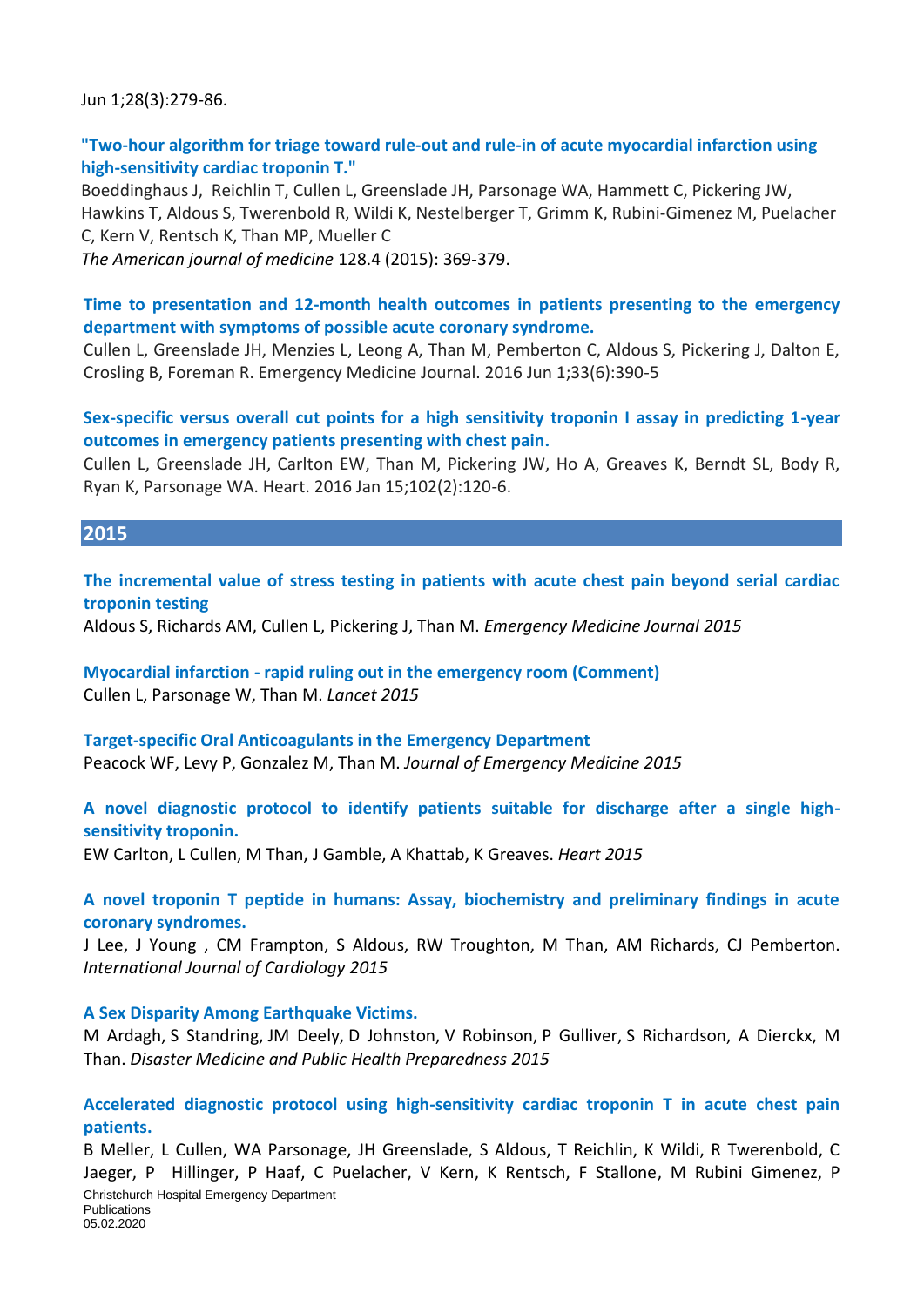Jun 1;28(3):279-86.

**"Two-hour algorithm for triage toward rule-out and rule-in of acute myocardial infarction using high-sensitivity cardiac troponin T."**
Boeddinghaus J, Reichlin T, Cullen L, Greenslade JH, Parsonage WA, Hammett C, Pickering JW, Hawkins T, Aldous S, Twerenbold R, Wildi K, Nestelberger T, Grimm K, Rubini-Gimenez M, Puelacher C, Kern V, Rentsch K, Than MP, Mueller C
*The American journal of medicine* 128.4 (2015): 369-379.

**Time to presentation and 12-month health outcomes in patients presenting to the emergency department with symptoms of possible acute coronary syndrome.**
Cullen L, Greenslade JH, Menzies L, Leong A, Than M, Pemberton C, Aldous S, Pickering J, Dalton E, Crosling B, Foreman R. Emergency Medicine Journal. 2016 Jun 1;33(6):390-5

**Sex-specific versus overall cut points for a high sensitivity troponin I assay in predicting 1-year outcomes in emergency patients presenting with chest pain.**
Cullen L, Greenslade JH, Carlton EW, Than M, Pickering JW, Ho A, Greaves K, Berndt SL, Body R, Ryan K, Parsonage WA. Heart. 2016 Jan 15;102(2):120-6.

## 2015

**The incremental value of stress testing in patients with acute chest pain beyond serial cardiac troponin testing**
Aldous S, Richards AM, Cullen L, Pickering J, Than M. *Emergency Medicine Journal 2015*

**Myocardial infarction - rapid ruling out in the emergency room (Comment)**
Cullen L, Parsonage W, Than M. *Lancet 2015*

**Target-specific Oral Anticoagulants in the Emergency Department**
Peacock WF, Levy P, Gonzalez M, Than M. *Journal of Emergency Medicine 2015*

**A novel diagnostic protocol to identify patients suitable for discharge after a single high-sensitivity troponin.**
EW Carlton, L Cullen, M Than, J Gamble, A Khattab, K Greaves. *Heart 2015*

**A novel troponin T peptide in humans: Assay, biochemistry and preliminary findings in acute coronary syndromes.**
J Lee, J Young , CM Frampton, S Aldous, RW Troughton, M Than, AM Richards, CJ Pemberton. *International Journal of Cardiology 2015*

**A Sex Disparity Among Earthquake Victims.**
M Ardagh, S Standring, JM Deely, D Johnston, V Robinson, P Gulliver, S Richardson, A Dierckx, M Than. *Disaster Medicine and Public Health Preparedness 2015*

**Accelerated diagnostic protocol using high-sensitivity cardiac troponin T in acute chest pain patients.**
B Meller, L Cullen, WA Parsonage, JH Greenslade, S Aldous, T Reichlin, K Wildi, R Twerenbold, C Jaeger, P Hillinger, P Haaf, C Puelacher, V Kern, K Rentsch, F Stallone, M Rubini Gimenez, P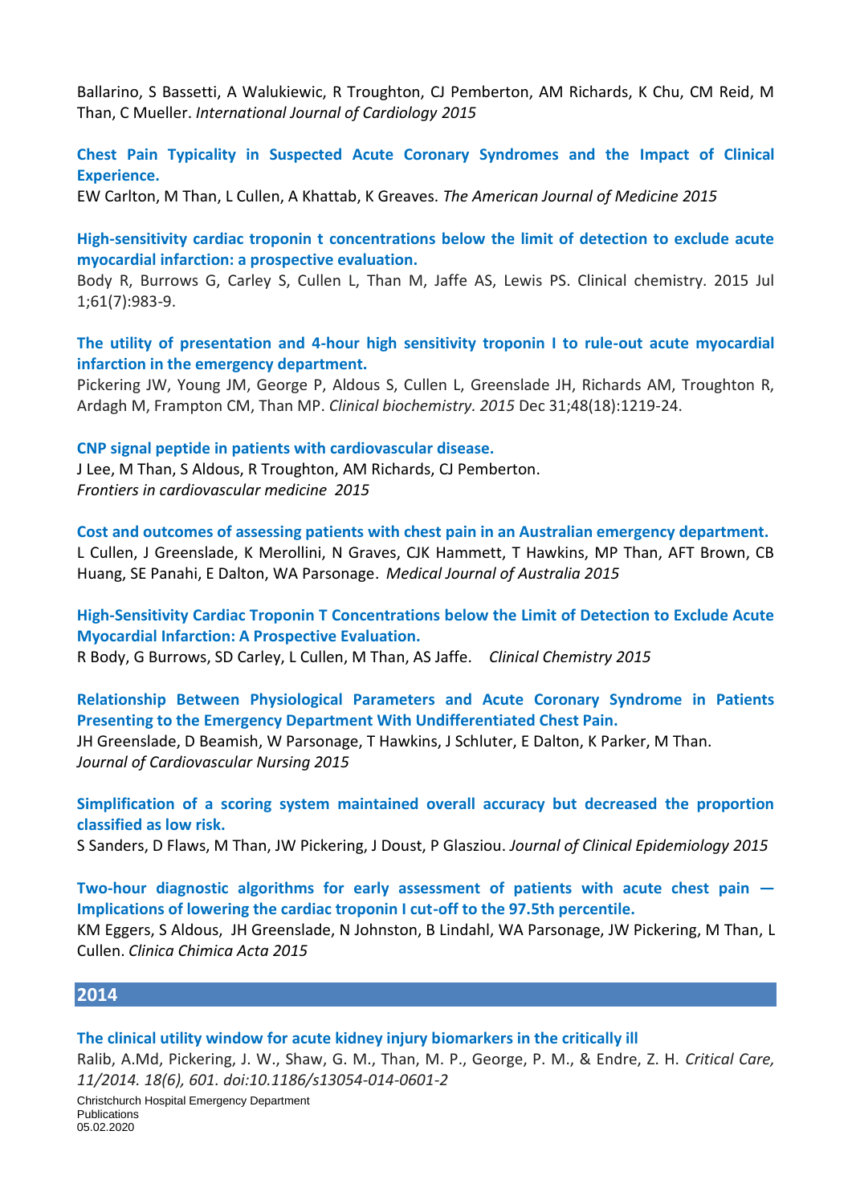Ballarino, S Bassetti, A Walukiewic, R Troughton, CJ Pemberton, AM Richards, K Chu, CM Reid, M Than, C Mueller. *International Journal of Cardiology 2015*

**Chest Pain Typicality in Suspected Acute Coronary Syndromes and the Impact of Clinical Experience.**
EW Carlton, M Than, L Cullen, A Khattab, K Greaves. *The American Journal of Medicine 2015*

**High-sensitivity cardiac troponin t concentrations below the limit of detection to exclude acute myocardial infarction: a prospective evaluation.**
Body R, Burrows G, Carley S, Cullen L, Than M, Jaffe AS, Lewis PS. Clinical chemistry. 2015 Jul 1;61(7):983-9.

**The utility of presentation and 4-hour high sensitivity troponin I to rule-out acute myocardial infarction in the emergency department.**
Pickering JW, Young JM, George P, Aldous S, Cullen L, Greenslade JH, Richards AM, Troughton R, Ardagh M, Frampton CM, Than MP. *Clinical biochemistry. 2015* Dec 31;48(18):1219-24.

**CNP signal peptide in patients with cardiovascular disease.**
J Lee, M Than, S Aldous, R Troughton, AM Richards, CJ Pemberton.
*Frontiers in cardiovascular medicine 2015*

**Cost and outcomes of assessing patients with chest pain in an Australian emergency department.**
L Cullen, J Greenslade, K Merollini, N Graves, CJK Hammett, T Hawkins, MP Than, AFT Brown, CB Huang, SE Panahi, E Dalton, WA Parsonage. *Medical Journal of Australia 2015*

**High-Sensitivity Cardiac Troponin T Concentrations below the Limit of Detection to Exclude Acute Myocardial Infarction: A Prospective Evaluation.**
R Body, G Burrows, SD Carley, L Cullen, M Than, AS Jaffe. *Clinical Chemistry 2015*

**Relationship Between Physiological Parameters and Acute Coronary Syndrome in Patients Presenting to the Emergency Department With Undifferentiated Chest Pain.**
JH Greenslade, D Beamish, W Parsonage, T Hawkins, J Schluter, E Dalton, K Parker, M Than.
*Journal of Cardiovascular Nursing 2015*

**Simplification of a scoring system maintained overall accuracy but decreased the proportion classified as low risk.**
S Sanders, D Flaws, M Than, JW Pickering, J Doust, P Glasziou. *Journal of Clinical Epidemiology 2015*

**Two-hour diagnostic algorithms for early assessment of patients with acute chest pain — Implications of lowering the cardiac troponin I cut-off to the 97.5th percentile.**
KM Eggers, S Aldous, JH Greenslade, N Johnston, B Lindahl, WA Parsonage, JW Pickering, M Than, L Cullen. *Clinica Chimica Acta 2015*

## 2014

**The clinical utility window for acute kidney injury biomarkers in the critically ill**
Ralib, A.Md, Pickering, J. W., Shaw, G. M., Than, M. P., George, P. M., & Endre, Z. H. *Critical Care, 11/2014. 18(6), 601. doi:10.1186/s13054-014-0601-2*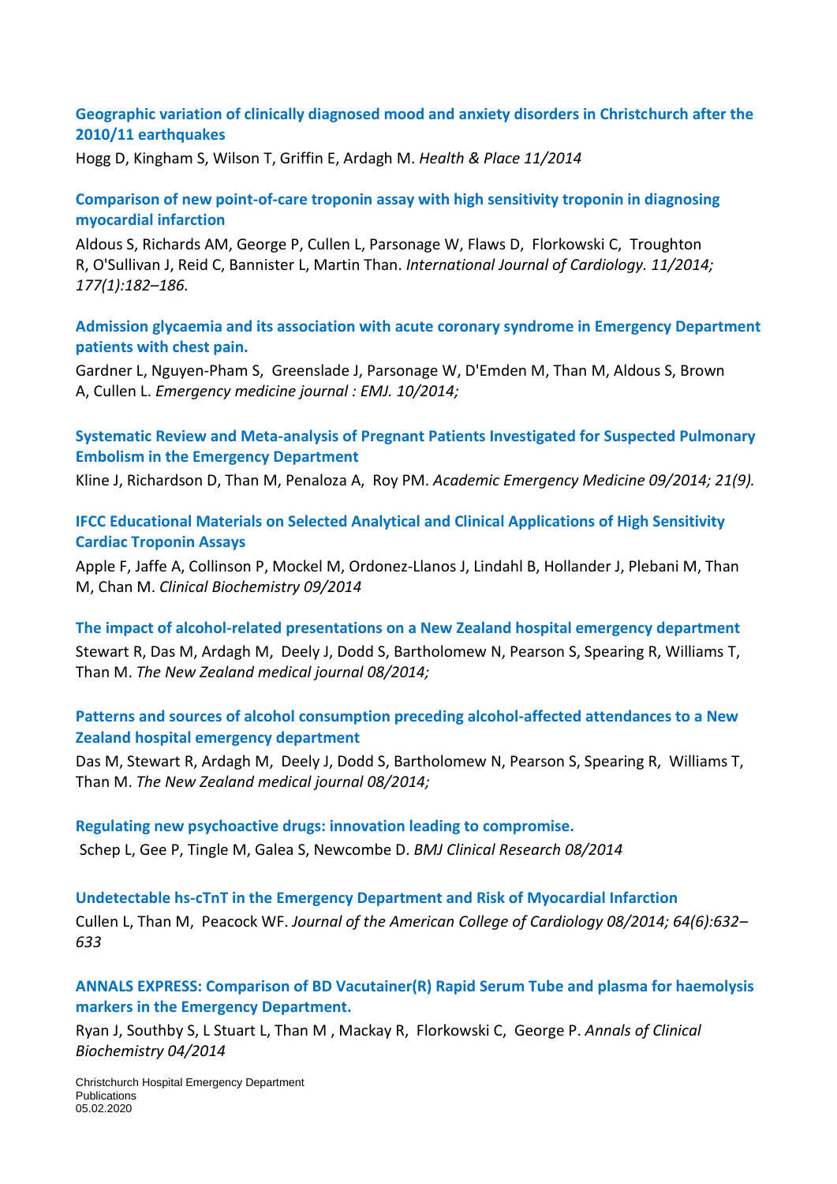**Geographic variation of clinically diagnosed mood and anxiety disorders in Christchurch after the 2010/11 earthquakes**

Hogg D, Kingham S, Wilson T, Griffin E, Ardagh M. *Health & Place 11/2014*

**Comparison of new point-of-care troponin assay with high sensitivity troponin in diagnosing myocardial infarction**

Aldous S, Richards AM, George P, Cullen L, Parsonage W, Flaws D, Florkowski C, Troughton R, O'Sullivan J, Reid C, Bannister L, Martin Than. *International Journal of Cardiology. 11/2014; 177(1):182–186.*

**Admission glycaemia and its association with acute coronary syndrome in Emergency Department patients with chest pain.**

Gardner L, Nguyen-Pham S, Greenslade J, Parsonage W, D'Emden M, Than M, Aldous S, Brown A, Cullen L. *Emergency medicine journal : EMJ. 10/2014;*

**Systematic Review and Meta-analysis of Pregnant Patients Investigated for Suspected Pulmonary Embolism in the Emergency Department**

Kline J, Richardson D, Than M, Penaloza A, Roy PM. *Academic Emergency Medicine 09/2014; 21(9).*

**IFCC Educational Materials on Selected Analytical and Clinical Applications of High Sensitivity Cardiac Troponin Assays**

Apple F, Jaffe A, Collinson P, Mockel M, Ordonez-Llanos J, Lindahl B, Hollander J, Plebani M, Than M, Chan M. *Clinical Biochemistry 09/2014*

**The impact of alcohol-related presentations on a New Zealand hospital emergency department**

Stewart R, Das M, Ardagh M, Deely J, Dodd S, Bartholomew N, Pearson S, Spearing R, Williams T, Than M. *The New Zealand medical journal 08/2014;*

**Patterns and sources of alcohol consumption preceding alcohol-affected attendances to a New Zealand hospital emergency department**

Das M, Stewart R, Ardagh M, Deely J, Dodd S, Bartholomew N, Pearson S, Spearing R, Williams T, Than M. *The New Zealand medical journal 08/2014;*

**Regulating new psychoactive drugs: innovation leading to compromise.**

Schep L, Gee P, Tingle M, Galea S, Newcombe D. *BMJ Clinical Research 08/2014*

**Undetectable hs-cTnT in the Emergency Department and Risk of Myocardial Infarction**

Cullen L, Than M, Peacock WF. *Journal of the American College of Cardiology 08/2014; 64(6):632–633*

**ANNALS EXPRESS: Comparison of BD Vacutainer(R) Rapid Serum Tube and plasma for haemolysis markers in the Emergency Department.**

Ryan J, Southby S, L Stuart L, Than M , Mackay R, Florkowski C, George P. *Annals of Clinical Biochemistry 04/2014*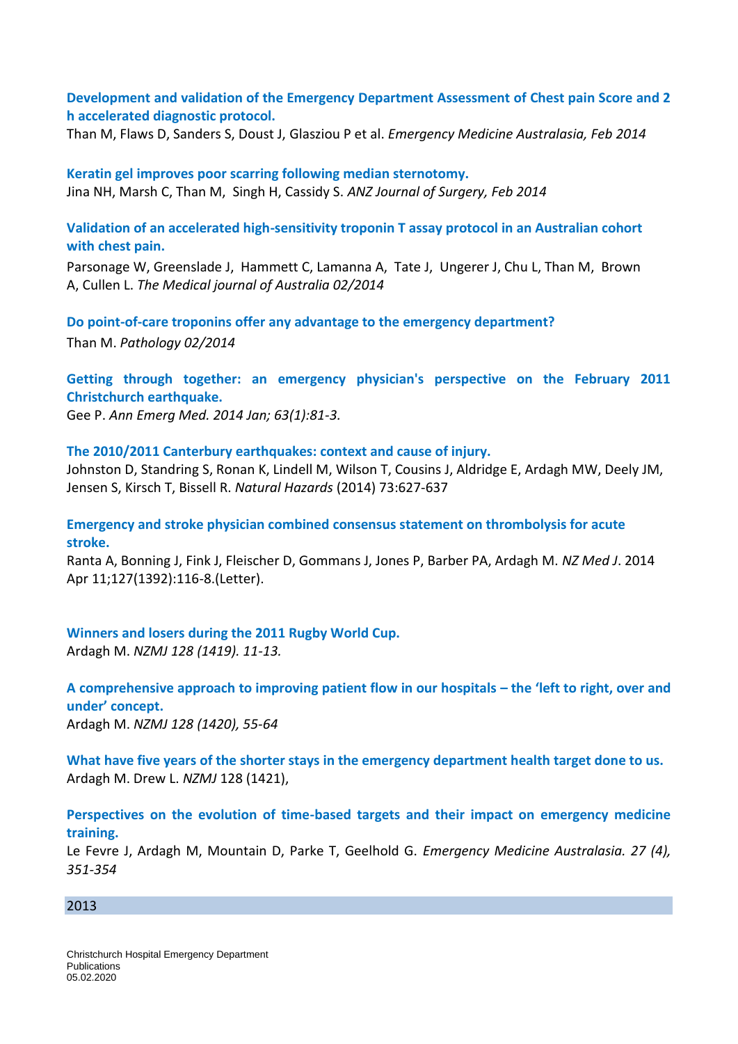**Development and validation of the Emergency Department Assessment of Chest pain Score and 2 h accelerated diagnostic protocol.**
Than M, Flaws D, Sanders S, Doust J, Glasziou P et al. *Emergency Medicine Australasia, Feb 2014*

**Keratin gel improves poor scarring following median sternotomy.**
Jina NH, Marsh C, Than M, Singh H, Cassidy S. *ANZ Journal of Surgery, Feb 2014*

**Validation of an accelerated high-sensitivity troponin T assay protocol in an Australian cohort with chest pain.**
Parsonage W, Greenslade J, Hammett C, Lamanna A, Tate J, Ungerer J, Chu L, Than M, Brown A, Cullen L. *The Medical journal of Australia 02/2014*

**Do point-of-care troponins offer any advantage to the emergency department?**
Than M. *Pathology 02/2014*

**Getting through together: an emergency physician's perspective on the February 2011 Christchurch earthquake.**
Gee P. *Ann Emerg Med. 2014 Jan; 63(1):81-3.*

**The 2010/2011 Canterbury earthquakes: context and cause of injury.**
Johnston D, Standring S, Ronan K, Lindell M, Wilson T, Cousins J, Aldridge E, Ardagh MW, Deely JM, Jensen S, Kirsch T, Bissell R. *Natural Hazards* (2014) 73:627-637

**Emergency and stroke physician combined consensus statement on thrombolysis for acute stroke.**
Ranta A, Bonning J, Fink J, Fleischer D, Gommans J, Jones P, Barber PA, Ardagh M. *NZ Med J*. 2014 Apr 11;127(1392):116-8.(Letter).

**Winners and losers during the 2011 Rugby World Cup.**
Ardagh M. *NZMJ 128 (1419). 11-13.*

**A comprehensive approach to improving patient flow in our hospitals – the 'left to right, over and under' concept.**
Ardagh M. *NZMJ 128 (1420), 55-64*

**What have five years of the shorter stays in the emergency department health target done to us.**
Ardagh M. Drew L. *NZMJ* 128 (1421),

**Perspectives on the evolution of time-based targets and their impact on emergency medicine training.**
Le Fevre J, Ardagh M, Mountain D, Parke T, Geelhold G. *Emergency Medicine Australasia. 27 (4), 351-354*

## 2013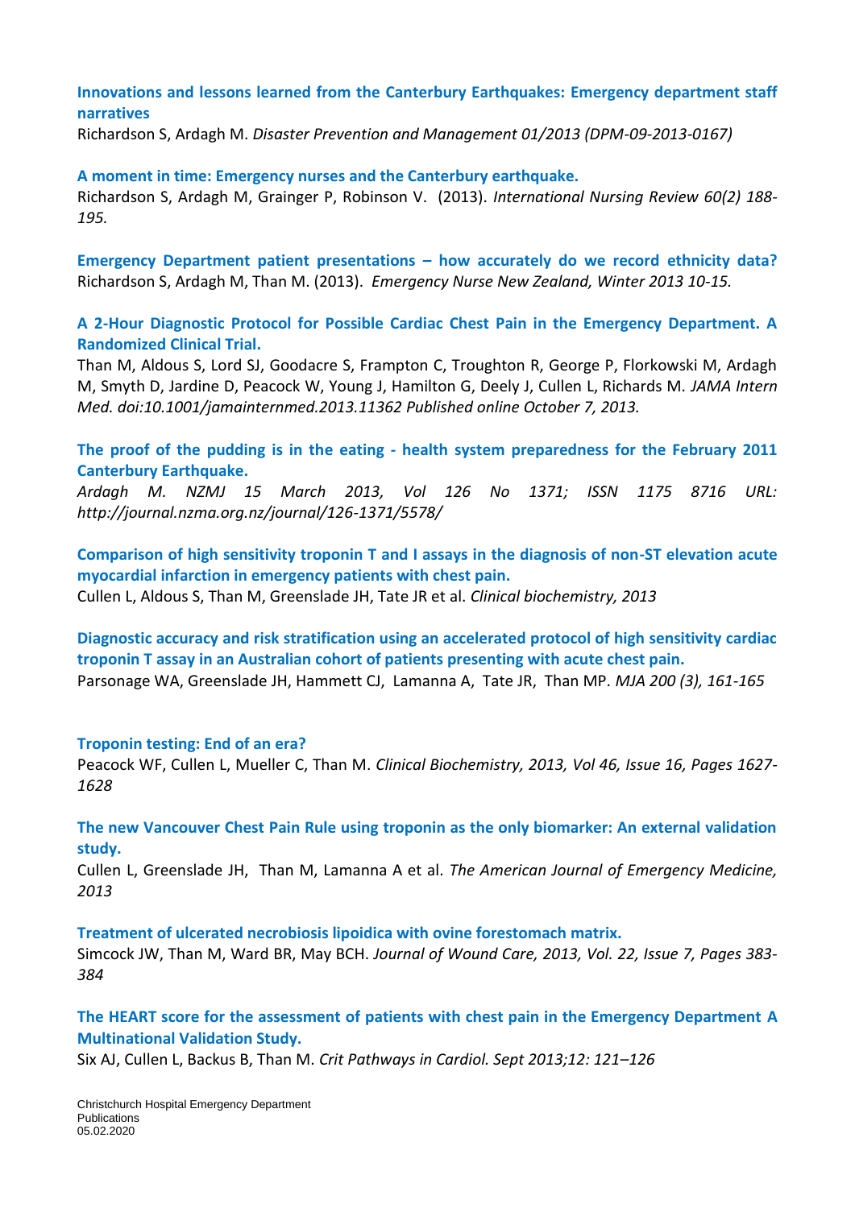**Innovations and lessons learned from the Canterbury Earthquakes: Emergency department staff narratives**
Richardson S, Ardagh M. *Disaster Prevention and Management 01/2013 (DPM-09-2013-0167)*

**A moment in time: Emergency nurses and the Canterbury earthquake.**
Richardson S, Ardagh M, Grainger P, Robinson V. (2013). *International Nursing Review 60(2) 188-195.*

**Emergency Department patient presentations – how accurately do we record ethnicity data?**
Richardson S, Ardagh M, Than M. (2013). *Emergency Nurse New Zealand, Winter 2013 10-15.*

**A 2-Hour Diagnostic Protocol for Possible Cardiac Chest Pain in the Emergency Department. A Randomized Clinical Trial.**
Than M, Aldous S, Lord SJ, Goodacre S, Frampton C, Troughton R, George P, Florkowski M, Ardagh M, Smyth D, Jardine D, Peacock W, Young J, Hamilton G, Deely J, Cullen L, Richards M. *JAMA Intern Med. doi:10.1001/jamainternmed.2013.11362 Published online October 7, 2013.*

**The proof of the pudding is in the eating - health system preparedness for the February 2011 Canterbury Earthquake.**
*Ardagh M. NZMJ 15 March 2013, Vol 126 No 1371; ISSN 1175 8716 URL: http://journal.nzma.org.nz/journal/126-1371/5578/*

**Comparison of high sensitivity troponin T and I assays in the diagnosis of non-ST elevation acute myocardial infarction in emergency patients with chest pain.**
Cullen L, Aldous S, Than M, Greenslade JH, Tate JR et al. *Clinical biochemistry, 2013*

**Diagnostic accuracy and risk stratification using an accelerated protocol of high sensitivity cardiac troponin T assay in an Australian cohort of patients presenting with acute chest pain.**
Parsonage WA, Greenslade JH, Hammett CJ, Lamanna A, Tate JR, Than MP. *MJA 200 (3), 161-165*

**Troponin testing: End of an era?**
Peacock WF, Cullen L, Mueller C, Than M. *Clinical Biochemistry, 2013, Vol 46, Issue 16, Pages 1627-1628*

**The new Vancouver Chest Pain Rule using troponin as the only biomarker: An external validation study.**
Cullen L, Greenslade JH, Than M, Lamanna A et al. *The American Journal of Emergency Medicine, 2013*

**Treatment of ulcerated necrobiosis lipoidica with ovine forestomach matrix.**
Simcock JW, Than M, Ward BR, May BCH. *Journal of Wound Care, 2013, Vol. 22, Issue 7, Pages 383-384*

**The HEART score for the assessment of patients with chest pain in the Emergency Department A Multinational Validation Study.**
Six AJ, Cullen L, Backus B, Than M. *Crit Pathways in Cardiol. Sept 2013;12: 121–126*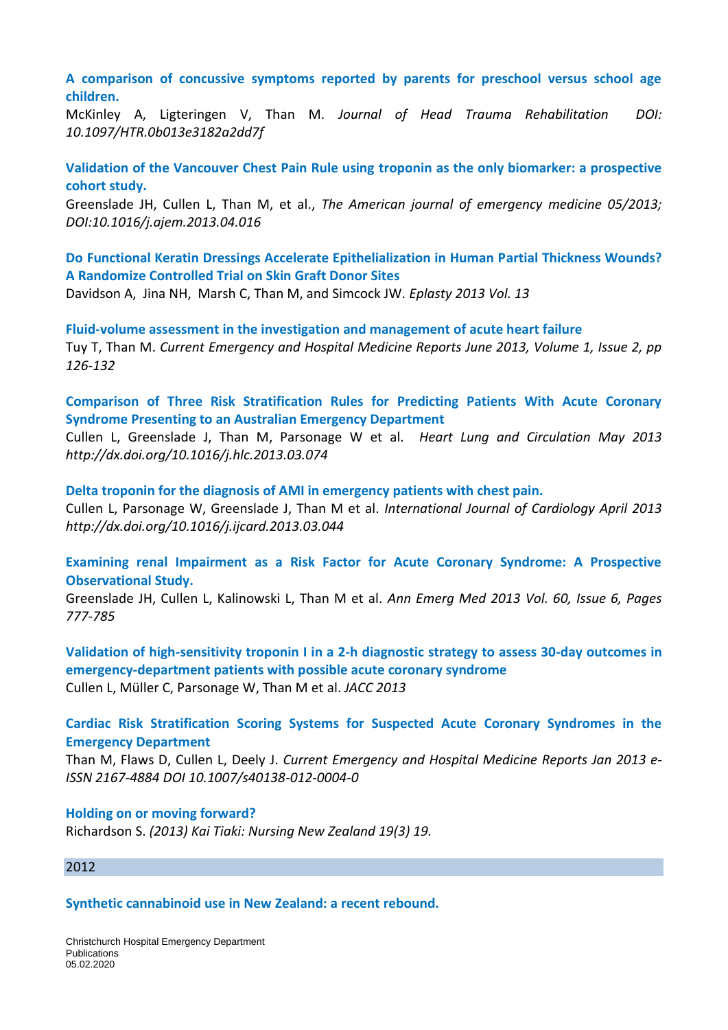**A comparison of concussive symptoms reported by parents for preschool versus school age children.**
McKinley A, Ligteringen V, Than M. *Journal of Head Trauma Rehabilitation DOI: 10.1097/HTR.0b013e3182a2dd7f*

**Validation of the Vancouver Chest Pain Rule using troponin as the only biomarker: a prospective cohort study.**
Greenslade JH, Cullen L, Than M, et al., *The American journal of emergency medicine 05/2013; DOI:10.1016/j.ajem.2013.04.016*

**Do Functional Keratin Dressings Accelerate Epithelialization in Human Partial Thickness Wounds? A Randomize Controlled Trial on Skin Graft Donor Sites**
Davidson A, Jina NH, Marsh C, Than M, and Simcock JW. *Eplasty 2013 Vol. 13*

**Fluid-volume assessment in the investigation and management of acute heart failure**
Tuy T, Than M. *Current Emergency and Hospital Medicine Reports June 2013, Volume 1, Issue 2, pp 126-132*

**Comparison of Three Risk Stratification Rules for Predicting Patients With Acute Coronary Syndrome Presenting to an Australian Emergency Department**
Cullen L, Greenslade J, Than M, Parsonage W et al. *Heart Lung and Circulation May 2013 http://dx.doi.org/10.1016/j.hlc.2013.03.074*

**Delta troponin for the diagnosis of AMI in emergency patients with chest pain.**
Cullen L, Parsonage W, Greenslade J, Than M et al. *International Journal of Cardiology April 2013 http://dx.doi.org/10.1016/j.ijcard.2013.03.044*

**Examining renal Impairment as a Risk Factor for Acute Coronary Syndrome: A Prospective Observational Study.**
Greenslade JH, Cullen L, Kalinowski L, Than M et al. *Ann Emerg Med 2013 Vol. 60, Issue 6, Pages 777-785*

**Validation of high-sensitivity troponin I in a 2-h diagnostic strategy to assess 30-day outcomes in emergency-department patients with possible acute coronary syndrome**
Cullen L, Müller C, Parsonage W, Than M et al. *JACC 2013*

**Cardiac Risk Stratification Scoring Systems for Suspected Acute Coronary Syndromes in the Emergency Department**
Than M, Flaws D, Cullen L, Deely J. *Current Emergency and Hospital Medicine Reports Jan 2013 e-ISSN 2167-4884 DOI 10.1007/s40138-012-0004-0*

**Holding on or moving forward?**
Richardson S. *(2013) Kai Tiaki: Nursing New Zealand 19(3) 19.*

## 2012

**Synthetic cannabinoid use in New Zealand: a recent rebound.**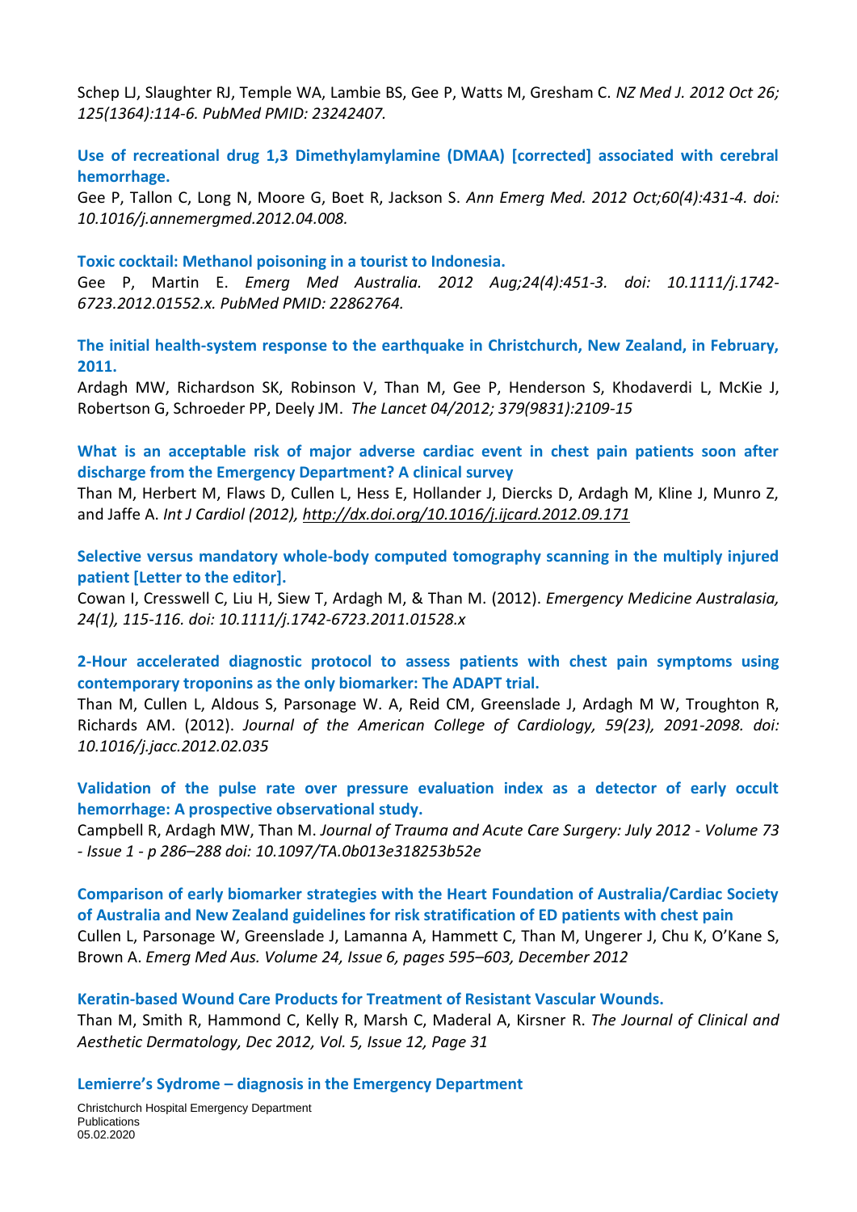Schep LJ, Slaughter RJ, Temple WA, Lambie BS, Gee P, Watts M, Gresham C. *NZ Med J. 2012 Oct 26; 125(1364):114-6. PubMed PMID: 23242407.*

**Use of recreational drug 1,3 Dimethylamylamine (DMAA) [corrected] associated with cerebral hemorrhage.**
Gee P, Tallon C, Long N, Moore G, Boet R, Jackson S. *Ann Emerg Med. 2012 Oct;60(4):431-4. doi: 10.1016/j.annemergmed.2012.04.008.*

**Toxic cocktail: Methanol poisoning in a tourist to Indonesia.**
Gee P, Martin E. *Emerg Med Australia. 2012 Aug;24(4):451-3. doi: 10.1111/j.1742-6723.2012.01552.x. PubMed PMID: 22862764.*

**The initial health-system response to the earthquake in Christchurch, New Zealand, in February, 2011.**
Ardagh MW, Richardson SK, Robinson V, Than M, Gee P, Henderson S, Khodaverdi L, McKie J, Robertson G, Schroeder PP, Deely JM. *The Lancet 04/2012; 379(9831):2109-15*

**What is an acceptable risk of major adverse cardiac event in chest pain patients soon after discharge from the Emergency Department? A clinical survey**
Than M, Herbert M, Flaws D, Cullen L, Hess E, Hollander J, Diercks D, Ardagh M, Kline J, Munro Z, and Jaffe A. *Int J Cardiol (2012), http://dx.doi.org/10.1016/j.ijcard.2012.09.171*

**Selective versus mandatory whole-body computed tomography scanning in the multiply injured patient [Letter to the editor].**
Cowan I, Cresswell C, Liu H, Siew T, Ardagh M, & Than M. (2012). *Emergency Medicine Australasia, 24(1), 115-116. doi: 10.1111/j.1742-6723.2011.01528.x*

**2-Hour accelerated diagnostic protocol to assess patients with chest pain symptoms using contemporary troponins as the only biomarker: The ADAPT trial.**
Than M, Cullen L, Aldous S, Parsonage W. A, Reid CM, Greenslade J, Ardagh M W, Troughton R, Richards AM. (2012). *Journal of the American College of Cardiology, 59(23), 2091-2098. doi: 10.1016/j.jacc.2012.02.035*

**Validation of the pulse rate over pressure evaluation index as a detector of early occult hemorrhage: A prospective observational study.**
Campbell R, Ardagh MW, Than M. *Journal of Trauma and Acute Care Surgery: July 2012 - Volume 73 - Issue 1 - p 286–288 doi: 10.1097/TA.0b013e318253b52e*

**Comparison of early biomarker strategies with the Heart Foundation of Australia/Cardiac Society of Australia and New Zealand guidelines for risk stratification of ED patients with chest pain**
Cullen L, Parsonage W, Greenslade J, Lamanna A, Hammett C, Than M, Ungerer J, Chu K, O'Kane S, Brown A. *Emerg Med Aus. Volume 24, Issue 6, pages 595–603, December 2012*

**Keratin-based Wound Care Products for Treatment of Resistant Vascular Wounds.**
Than M, Smith R, Hammond C, Kelly R, Marsh C, Maderal A, Kirsner R. *The Journal of Clinical and Aesthetic Dermatology, Dec 2012, Vol. 5, Issue 12, Page 31*

**Lemierre's Sydrome – diagnosis in the Emergency Department**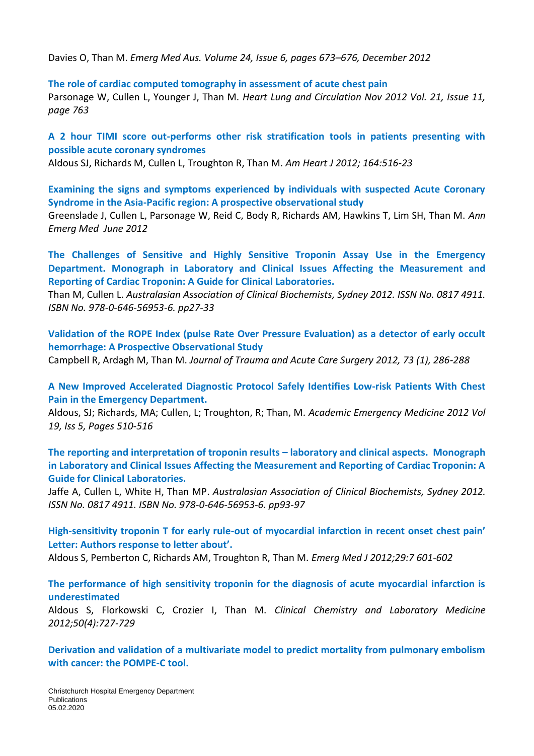Davies O, Than M. *Emerg Med Aus. Volume 24, Issue 6, pages 673–676, December 2012*

**The role of cardiac computed tomography in assessment of acute chest pain**
Parsonage W, Cullen L, Younger J, Than M. *Heart Lung and Circulation Nov 2012 Vol. 21, Issue 11, page 763*

**A 2 hour TIMI score out-performs other risk stratification tools in patients presenting with possible acute coronary syndromes**
Aldous SJ, Richards M, Cullen L, Troughton R, Than M. *Am Heart J 2012; 164:516-23*

**Examining the signs and symptoms experienced by individuals with suspected Acute Coronary Syndrome in the Asia-Pacific region: A prospective observational study**
Greenslade J, Cullen L, Parsonage W, Reid C, Body R, Richards AM, Hawkins T, Lim SH, Than M. *Ann Emerg Med June 2012*

**The Challenges of Sensitive and Highly Sensitive Troponin Assay Use in the Emergency Department. Monograph in Laboratory and Clinical Issues Affecting the Measurement and Reporting of Cardiac Troponin: A Guide for Clinical Laboratories.**
Than M, Cullen L. *Australasian Association of Clinical Biochemists, Sydney 2012. ISSN No. 0817 4911. ISBN No. 978-0-646-56953-6. pp27-33*

**Validation of the ROPE Index (pulse Rate Over Pressure Evaluation) as a detector of early occult hemorrhage: A Prospective Observational Study**
Campbell R, Ardagh M, Than M. *Journal of Trauma and Acute Care Surgery 2012, 73 (1), 286-288*

**A New Improved Accelerated Diagnostic Protocol Safely Identifies Low-risk Patients With Chest Pain in the Emergency Department.**
Aldous, SJ; Richards, MA; Cullen, L; Troughton, R; Than, M. *Academic Emergency Medicine 2012 Vol 19, Iss 5, Pages 510-516*

**The reporting and interpretation of troponin results – laboratory and clinical aspects. Monograph in Laboratory and Clinical Issues Affecting the Measurement and Reporting of Cardiac Troponin: A Guide for Clinical Laboratories.**
Jaffe A, Cullen L, White H, Than MP. *Australasian Association of Clinical Biochemists, Sydney 2012. ISSN No. 0817 4911. ISBN No. 978-0-646-56953-6. pp93-97*

**High-sensitivity troponin T for early rule-out of myocardial infarction in recent onset chest pain' Letter: Authors response to letter about'.**
Aldous S, Pemberton C, Richards AM, Troughton R, Than M. *Emerg Med J 2012;29:7 601-602*

**The performance of high sensitivity troponin for the diagnosis of acute myocardial infarction is underestimated**
Aldous S, Florkowski C, Crozier I, Than M. *Clinical Chemistry and Laboratory Medicine 2012;50(4):727-729*

**Derivation and validation of a multivariate model to predict mortality from pulmonary embolism with cancer: the POMPE-C tool.**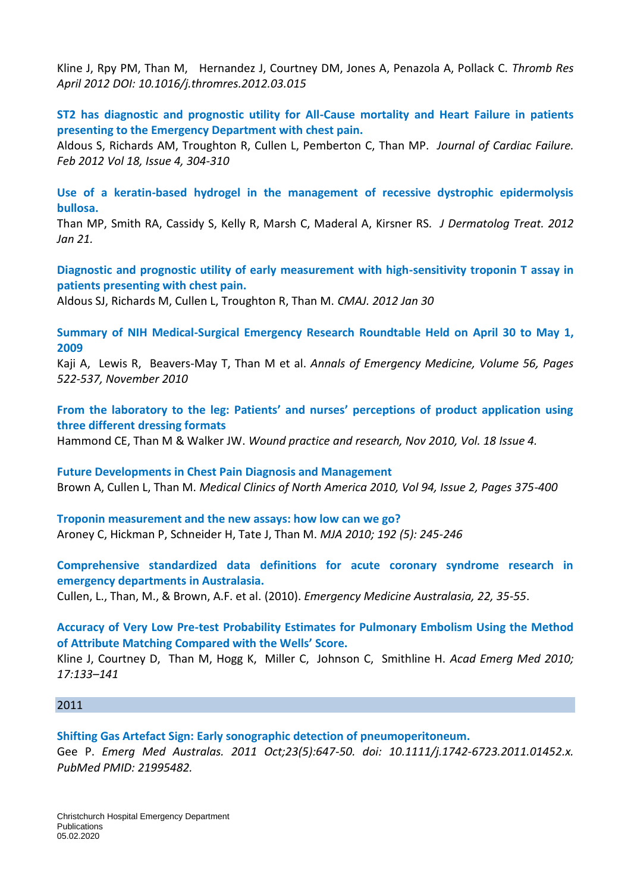Kline J, Rpy PM, Than M, Hernandez J, Courtney DM, Jones A, Penazola A, Pollack C. *Thromb Res April 2012 DOI: 10.1016/j.thromres.2012.03.015*

**ST2 has diagnostic and prognostic utility for All-Cause mortality and Heart Failure in patients presenting to the Emergency Department with chest pain.**
Aldous S, Richards AM, Troughton R, Cullen L, Pemberton C, Than MP. *Journal of Cardiac Failure. Feb 2012 Vol 18, Issue 4, 304-310*

**Use of a keratin-based hydrogel in the management of recessive dystrophic epidermolysis bullosa.**
Than MP, Smith RA, Cassidy S, Kelly R, Marsh C, Maderal A, Kirsner RS. *J Dermatolog Treat. 2012 Jan 21.*

**Diagnostic and prognostic utility of early measurement with high-sensitivity troponin T assay in patients presenting with chest pain.**
Aldous SJ, Richards M, Cullen L, Troughton R, Than M. *CMAJ. 2012 Jan 30*

**Summary of NIH Medical-Surgical Emergency Research Roundtable Held on April 30 to May 1, 2009**
Kaji A, Lewis R, Beavers-May T, Than M et al. *Annals of Emergency Medicine, Volume 56, Pages 522-537, November 2010*

**From the laboratory to the leg: Patients' and nurses' perceptions of product application using three different dressing formats**
Hammond CE, Than M & Walker JW. *Wound practice and research, Nov 2010, Vol. 18 Issue 4.*

**Future Developments in Chest Pain Diagnosis and Management**
Brown A, Cullen L, Than M. *Medical Clinics of North America 2010, Vol 94, Issue 2, Pages 375-400*

**Troponin measurement and the new assays: how low can we go?**
Aroney C, Hickman P, Schneider H, Tate J, Than M. *MJA 2010; 192 (5): 245-246*

**Comprehensive standardized data definitions for acute coronary syndrome research in emergency departments in Australasia.**
Cullen, L., Than, M., & Brown, A.F. et al. (2010). *Emergency Medicine Australasia, 22, 35-55*.

**Accuracy of Very Low Pre-test Probability Estimates for Pulmonary Embolism Using the Method of Attribute Matching Compared with the Wells' Score.**
Kline J, Courtney D, Than M, Hogg K, Miller C, Johnson C, Smithline H. *Acad Emerg Med 2010; 17:133–141*

## 2011

**Shifting Gas Artefact Sign: Early sonographic detection of pneumoperitoneum.**
Gee P. *Emerg Med Australas. 2011 Oct;23(5):647-50. doi: 10.1111/j.1742-6723.2011.01452.x. PubMed PMID: 21995482.*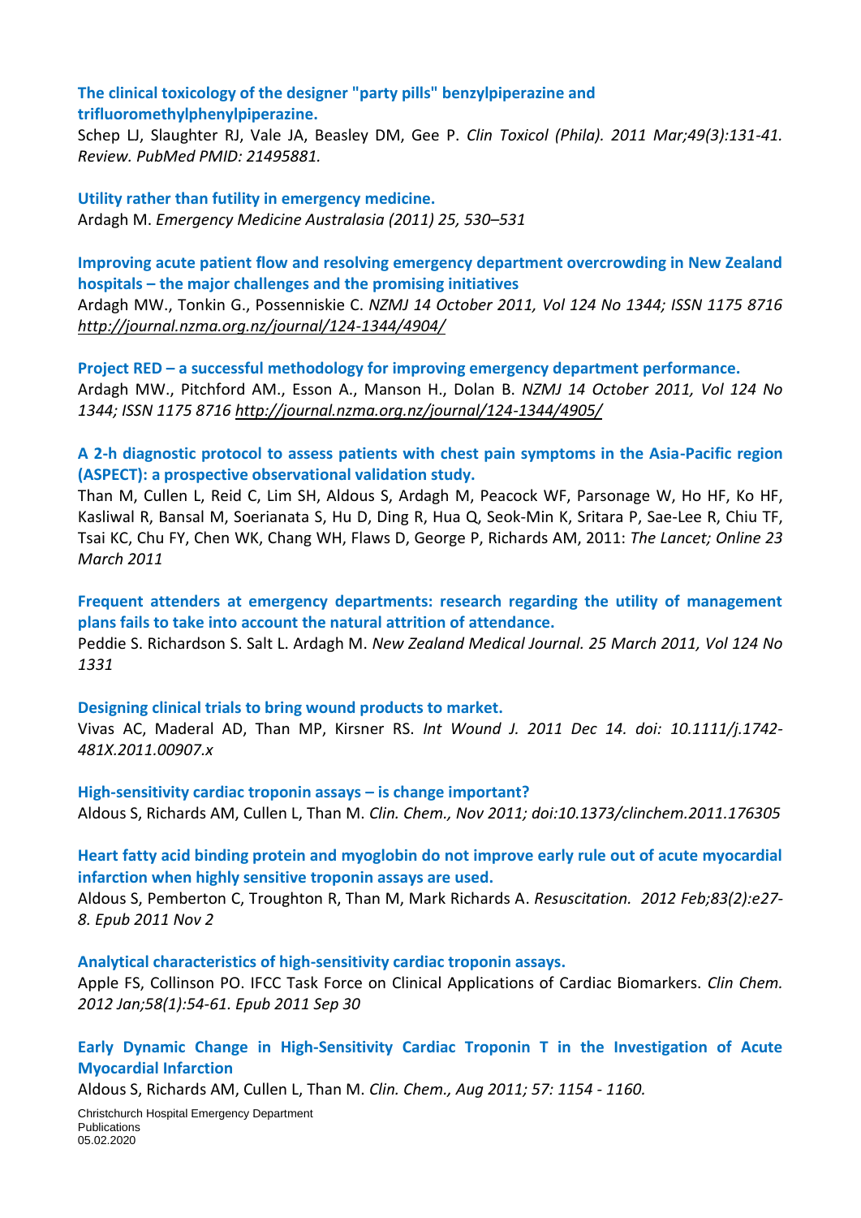**The clinical toxicology of the designer "party pills" benzylpiperazine and trifluoromethylphenylpiperazine.**
Schep LJ, Slaughter RJ, Vale JA, Beasley DM, Gee P. *Clin Toxicol (Phila). 2011 Mar;49(3):131-41. Review. PubMed PMID: 21495881.*

**Utility rather than futility in emergency medicine.**
Ardagh M. *Emergency Medicine Australasia (2011) 25, 530–531*

**Improving acute patient flow and resolving emergency department overcrowding in New Zealand hospitals – the major challenges and the promising initiatives**
Ardagh MW., Tonkin G., Possenniskie C. *NZMJ 14 October 2011, Vol 124 No 1344; ISSN 1175 8716 http://journal.nzma.org.nz/journal/124-1344/4904/*

**Project RED – a successful methodology for improving emergency department performance.**
Ardagh MW., Pitchford AM., Esson A., Manson H., Dolan B. *NZMJ 14 October 2011, Vol 124 No 1344; ISSN 1175 8716 http://journal.nzma.org.nz/journal/124-1344/4905/*

**A 2-h diagnostic protocol to assess patients with chest pain symptoms in the Asia-Pacific region (ASPECT): a prospective observational validation study.**
Than M, Cullen L, Reid C, Lim SH, Aldous S, Ardagh M, Peacock WF, Parsonage W, Ho HF, Ko HF, Kasliwal R, Bansal M, Soerianata S, Hu D, Ding R, Hua Q, Seok-Min K, Sritara P, Sae-Lee R, Chiu TF, Tsai KC, Chu FY, Chen WK, Chang WH, Flaws D, George P, Richards AM, 2011: *The Lancet; Online 23 March 2011*

**Frequent attenders at emergency departments: research regarding the utility of management plans fails to take into account the natural attrition of attendance.**
Peddie S. Richardson S. Salt L. Ardagh M. *New Zealand Medical Journal. 25 March 2011, Vol 124 No 1331*

**Designing clinical trials to bring wound products to market.**
Vivas AC, Maderal AD, Than MP, Kirsner RS. *Int Wound J. 2011 Dec 14. doi: 10.1111/j.1742-481X.2011.00907.x*

**High-sensitivity cardiac troponin assays – is change important?**
Aldous S, Richards AM, Cullen L, Than M. *Clin. Chem., Nov 2011; doi:10.1373/clinchem.2011.176305*

**Heart fatty acid binding protein and myoglobin do not improve early rule out of acute myocardial infarction when highly sensitive troponin assays are used.**
Aldous S, Pemberton C, Troughton R, Than M, Mark Richards A. *Resuscitation. 2012 Feb;83(2):e27-8. Epub 2011 Nov 2*

**Analytical characteristics of high-sensitivity cardiac troponin assays.**
Apple FS, Collinson PO. IFCC Task Force on Clinical Applications of Cardiac Biomarkers. *Clin Chem. 2012 Jan;58(1):54-61. Epub 2011 Sep 30*

**Early Dynamic Change in High-Sensitivity Cardiac Troponin T in the Investigation of Acute Myocardial Infarction**
Aldous S, Richards AM, Cullen L, Than M. *Clin. Chem., Aug 2011; 57: 1154 - 1160.*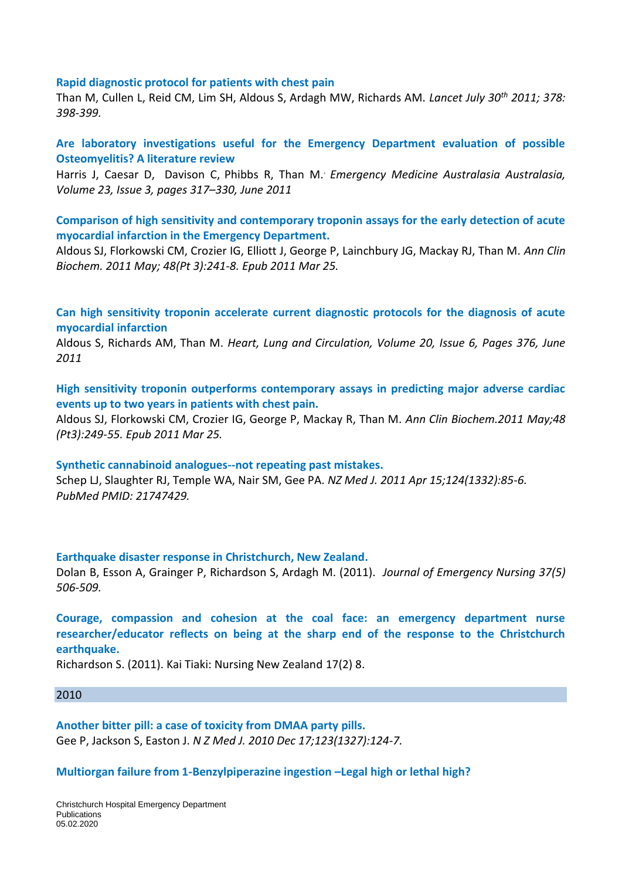**Rapid diagnostic protocol for patients with chest pain**

Than M, Cullen L, Reid CM, Lim SH, Aldous S, Ardagh MW, Richards AM. *Lancet July 30th 2011; 378: 398-399.*

**Are laboratory investigations useful for the Emergency Department evaluation of possible Osteomyelitis? A literature review**

Harris J, Caesar D, Davison C, Phibbs R, Than M. *Emergency Medicine Australasia Australasia, Volume 23, Issue 3, pages 317–330, June 2011*

**Comparison of high sensitivity and contemporary troponin assays for the early detection of acute myocardial infarction in the Emergency Department.**

Aldous SJ, Florkowski CM, Crozier IG, Elliott J, George P, Lainchbury JG, Mackay RJ, Than M. *Ann Clin Biochem. 2011 May; 48(Pt 3):241-8. Epub 2011 Mar 25.*

**Can high sensitivity troponin accelerate current diagnostic protocols for the diagnosis of acute myocardial infarction**

Aldous S, Richards AM, Than M. *Heart, Lung and Circulation, Volume 20, Issue 6, Pages 376, June 2011*

**High sensitivity troponin outperforms contemporary assays in predicting major adverse cardiac events up to two years in patients with chest pain.**

Aldous SJ, Florkowski CM, Crozier IG, George P, Mackay R, Than M. *Ann Clin Biochem.2011 May;48 (Pt3):249-55. Epub 2011 Mar 25.*

**Synthetic cannabinoid analogues--not repeating past mistakes.**

Schep LJ, Slaughter RJ, Temple WA, Nair SM, Gee PA. *NZ Med J. 2011 Apr 15;124(1332):85-6. PubMed PMID: 21747429.*

**Earthquake disaster response in Christchurch, New Zealand.**

Dolan B, Esson A, Grainger P, Richardson S, Ardagh M. (2011). *Journal of Emergency Nursing 37(5) 506-509.*

**Courage, compassion and cohesion at the coal face: an emergency department nurse researcher/educator reflects on being at the sharp end of the response to the Christchurch earthquake.**

Richardson S. (2011). Kai Tiaki: Nursing New Zealand 17(2) 8.

## 2010

**Another bitter pill: a case of toxicity from DMAA party pills.**

Gee P, Jackson S, Easton J. *N Z Med J. 2010 Dec 17;123(1327):124-7.*

**Multiorgan failure from 1-Benzylpiperazine ingestion –Legal high or lethal high?**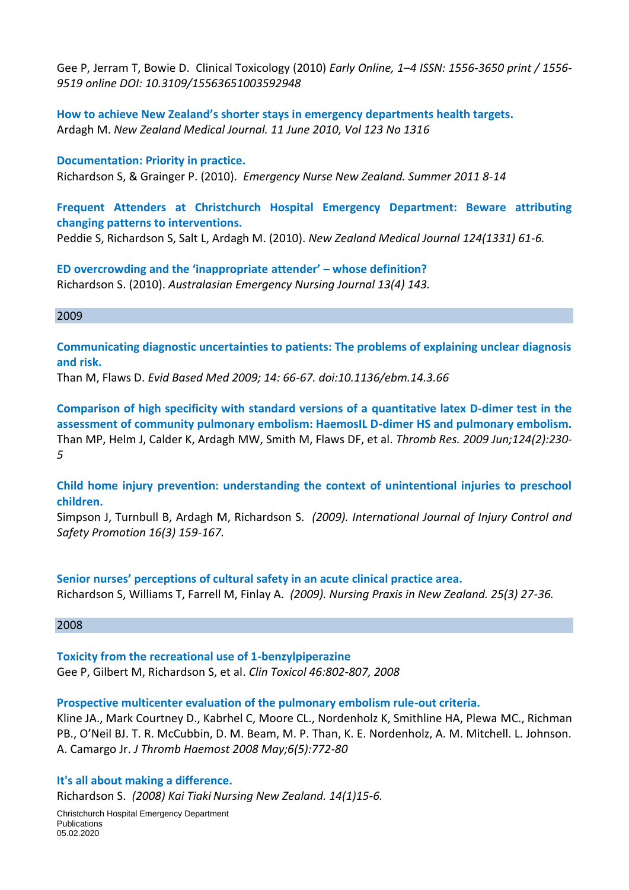Gee P, Jerram T, Bowie D. Clinical Toxicology (2010) *Early Online, 1–4 ISSN: 1556-3650 print / 1556-9519 online DOI: 10.3109/15563651003592948*

**How to achieve New Zealand's shorter stays in emergency departments health targets.**
Ardagh M. *New Zealand Medical Journal. 11 June 2010, Vol 123 No 1316*

**Documentation: Priority in practice.**
Richardson S, & Grainger P. (2010). *Emergency Nurse New Zealand. Summer 2011 8-14*

**Frequent Attenders at Christchurch Hospital Emergency Department: Beware attributing changing patterns to interventions.**
Peddie S, Richardson S, Salt L, Ardagh M. (2010). *New Zealand Medical Journal 124(1331) 61-6.*

**ED overcrowding and the 'inappropriate attender' – whose definition?**
Richardson S. (2010). *Australasian Emergency Nursing Journal 13(4) 143.*

## 2009

**Communicating diagnostic uncertainties to patients: The problems of explaining unclear diagnosis and risk.**
Than M, Flaws D. *Evid Based Med 2009; 14: 66-67. doi:10.1136/ebm.14.3.66*

**Comparison of high specificity with standard versions of a quantitative latex D-dimer test in the assessment of community pulmonary embolism: HaemosIL D-dimer HS and pulmonary embolism.**
Than MP, Helm J, Calder K, Ardagh MW, Smith M, Flaws DF, et al. *Thromb Res. 2009 Jun;124(2):230-5*

**Child home injury prevention: understanding the context of unintentional injuries to preschool children.**
Simpson J, Turnbull B, Ardagh M, Richardson S. *(2009). International Journal of Injury Control and Safety Promotion 16(3) 159-167.*

**Senior nurses' perceptions of cultural safety in an acute clinical practice area.**
Richardson S, Williams T, Farrell M, Finlay A. *(2009). Nursing Praxis in New Zealand. 25(3) 27-36.*

## 2008

**Toxicity from the recreational use of 1-benzylpiperazine**
Gee P, Gilbert M, Richardson S, et al. *Clin Toxicol 46:802-807, 2008*

**Prospective multicenter evaluation of the pulmonary embolism rule-out criteria.**
Kline JA., Mark Courtney D., Kabrhel C, Moore CL., Nordenholz K, Smithline HA, Plewa MC., Richman PB., O'Neil BJ. T. R. McCubbin, D. M. Beam, M. P. Than, K. E. Nordenholz, A. M. Mitchell. L. Johnson. A. Camargo Jr. *J Thromb Haemost 2008 May;6(5):772-80*

**It's all about making a difference.**
Richardson S. *(2008) Kai Tiaki Nursing New Zealand. 14(1)15-6.*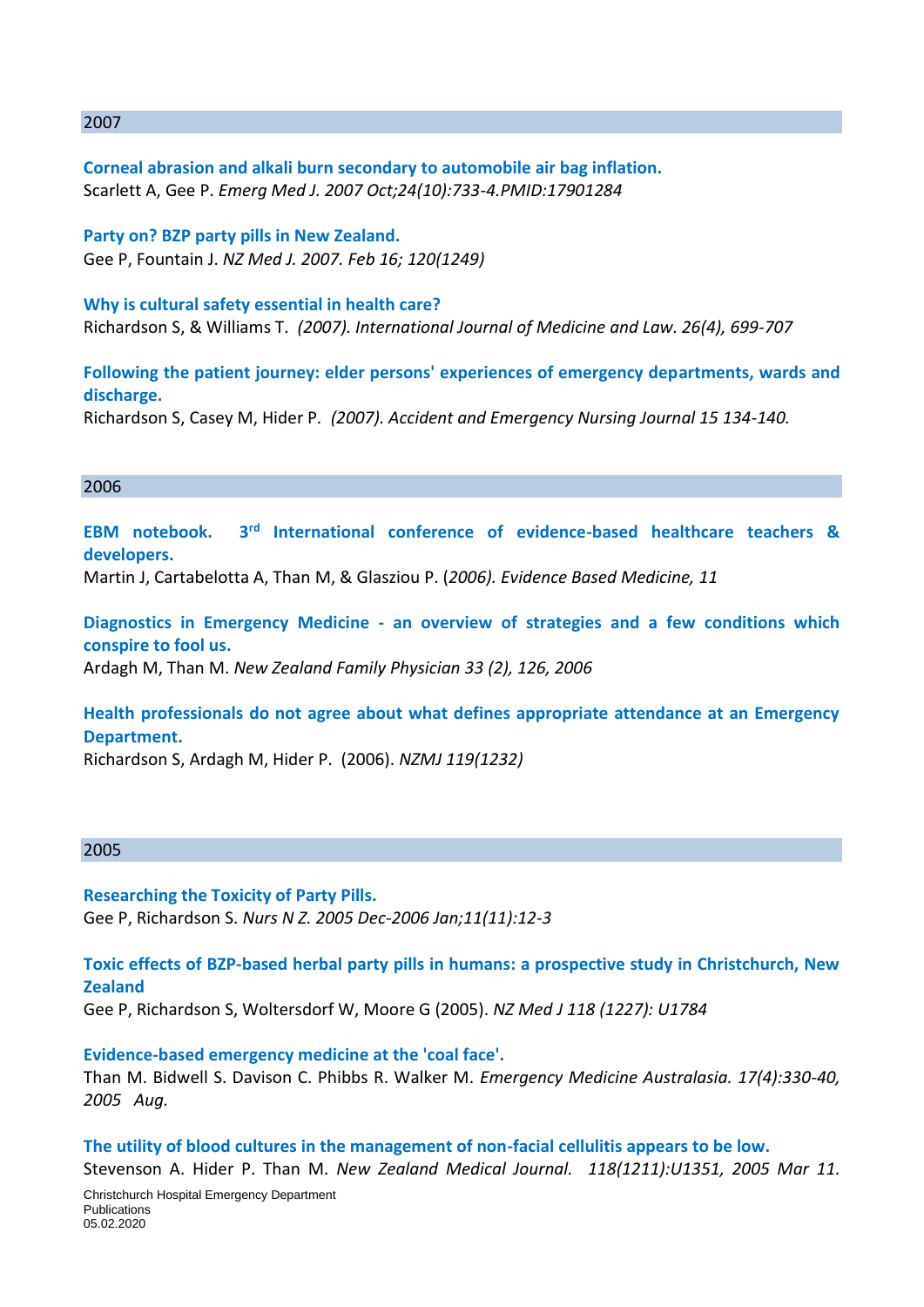## 2007

**Corneal abrasion and alkali burn secondary to automobile air bag inflation.**
Scarlett A, Gee P. *Emerg Med J. 2007 Oct;24(10):733-4.PMID:17901284*

**Party on? BZP party pills in New Zealand.**
Gee P, Fountain J. *NZ Med J. 2007. Feb 16; 120(1249)*

**Why is cultural safety essential in health care?**
Richardson S, & Williams T. *(2007). International Journal of Medicine and Law. 26(4), 699-707*

**Following the patient journey: elder persons' experiences of emergency departments, wards and discharge.**
Richardson S, Casey M, Hider P. *(2007). Accident and Emergency Nursing Journal 15 134-140.*

## 2006

**EBM notebook. 3rd International conference of evidence-based healthcare teachers & developers.**
Martin J, Cartabelotta A, Than M, & Glasziou P. (*2006). Evidence Based Medicine, 11*

**Diagnostics in Emergency Medicine - an overview of strategies and a few conditions which conspire to fool us.**
Ardagh M, Than M. *New Zealand Family Physician 33 (2), 126, 2006*

**Health professionals do not agree about what defines appropriate attendance at an Emergency Department.**
Richardson S, Ardagh M, Hider P. (2006). *NZMJ 119(1232)*

## 2005

**Researching the Toxicity of Party Pills.**
Gee P, Richardson S. *Nurs N Z. 2005 Dec-2006 Jan;11(11):12-3*

**Toxic effects of BZP-based herbal party pills in humans: a prospective study in Christchurch, New Zealand**
Gee P, Richardson S, Woltersdorf W, Moore G (2005). *NZ Med J 118 (1227): U1784*

**Evidence-based emergency medicine at the 'coal face'.**
Than M. Bidwell S. Davison C. Phibbs R. Walker M. *Emergency Medicine Australasia. 17(4):330-40, 2005 Aug.*

**The utility of blood cultures in the management of non-facial cellulitis appears to be low.**
Stevenson A. Hider P. Than M. *New Zealand Medical Journal. 118(1211):U1351, 2005 Mar 11.*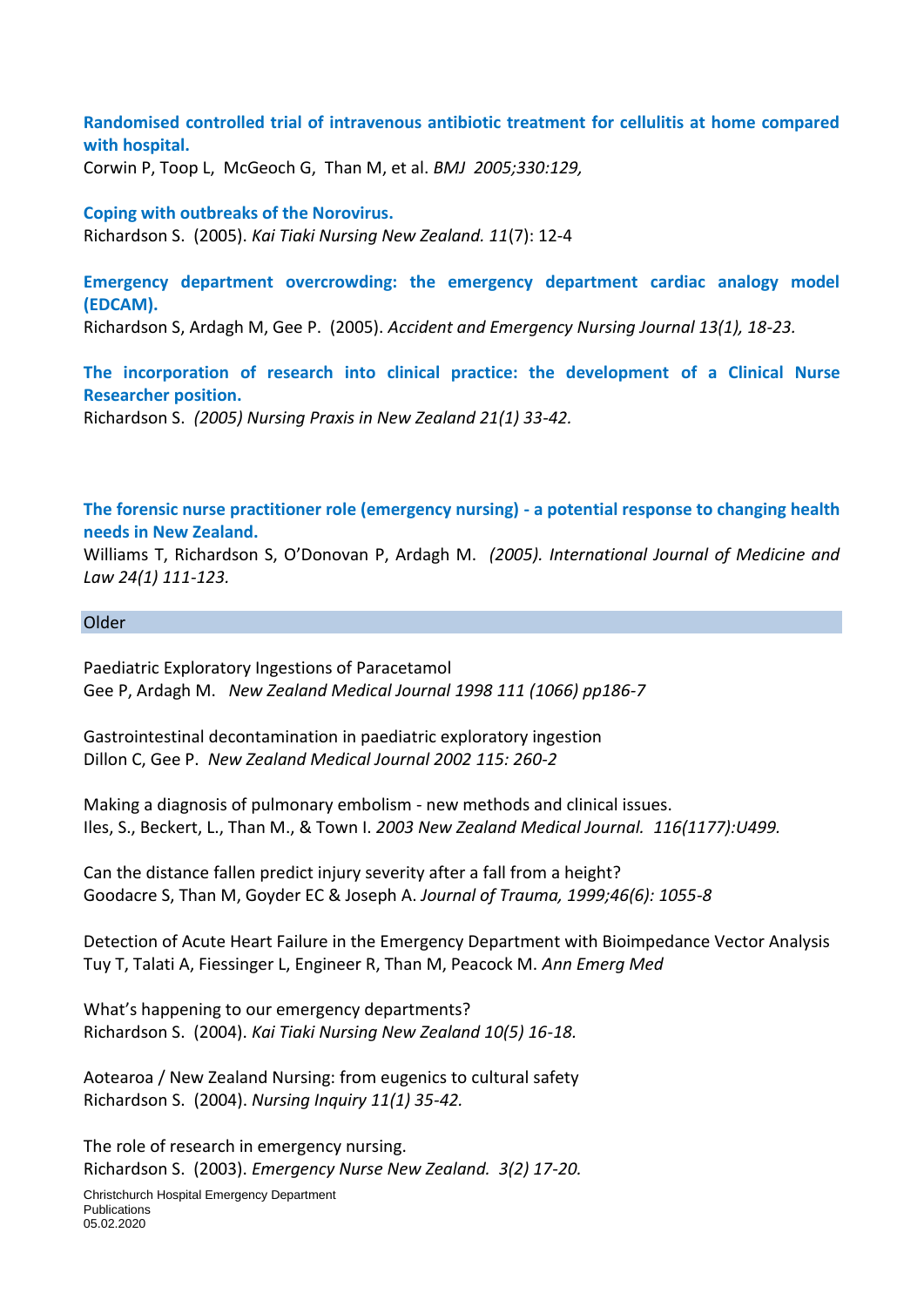**Randomised controlled trial of intravenous antibiotic treatment for cellulitis at home compared with hospital.**
Corwin P, Toop L, McGeoch G, Than M, et al. *BMJ 2005;330:129,*

**Coping with outbreaks of the Norovirus.**
Richardson S. (2005). *Kai Tiaki Nursing New Zealand. 11*(7): 12-4

**Emergency department overcrowding: the emergency department cardiac analogy model (EDCAM).**
Richardson S, Ardagh M, Gee P. (2005). *Accident and Emergency Nursing Journal 13(1), 18-23.*

**The incorporation of research into clinical practice: the development of a Clinical Nurse Researcher position.**
Richardson S. *(2005) Nursing Praxis in New Zealand 21(1) 33-42.*

**The forensic nurse practitioner role (emergency nursing) - a potential response to changing health needs in New Zealand.**
Williams T, Richardson S, O'Donovan P, Ardagh M. *(2005). International Journal of Medicine and Law 24(1) 111-123.*

## Older

Paediatric Exploratory Ingestions of Paracetamol
Gee P, Ardagh M. *New Zealand Medical Journal 1998 111 (1066) pp186-7*

Gastrointestinal decontamination in paediatric exploratory ingestion
Dillon C, Gee P. *New Zealand Medical Journal 2002 115: 260-2*

Making a diagnosis of pulmonary embolism - new methods and clinical issues.
Iles, S., Beckert, L., Than M., & Town I. *2003 New Zealand Medical Journal. 116(1177):U499.*

Can the distance fallen predict injury severity after a fall from a height?
Goodacre S, Than M, Goyder EC & Joseph A. *Journal of Trauma, 1999;46(6): 1055-8*

Detection of Acute Heart Failure in the Emergency Department with Bioimpedance Vector Analysis
Tuy T, Talati A, Fiessinger L, Engineer R, Than M, Peacock M. *Ann Emerg Med*

What's happening to our emergency departments?
Richardson S. (2004). *Kai Tiaki Nursing New Zealand 10(5) 16-18.*

Aotearoa / New Zealand Nursing: from eugenics to cultural safety
Richardson S. (2004). *Nursing Inquiry 11(1) 35-42.*

The role of research in emergency nursing.
Richardson S. (2003). *Emergency Nurse New Zealand. 3(2) 17-20.*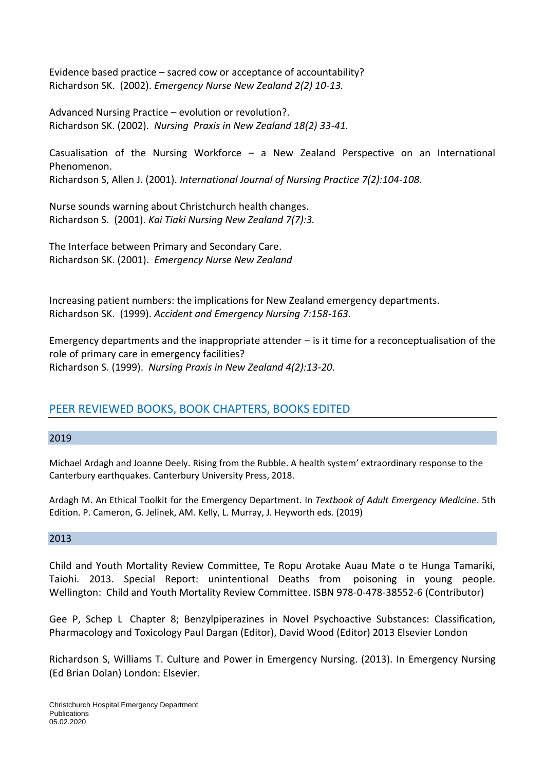Evidence based practice – sacred cow or acceptance of accountability?
Richardson SK. (2002). *Emergency Nurse New Zealand 2(2) 10-13.*

Advanced Nursing Practice – evolution or revolution?.
Richardson SK. (2002). *Nursing Praxis in New Zealand 18(2) 33-41.*

Casualisation of the Nursing Workforce – a New Zealand Perspective on an International Phenomenon.
Richardson S, Allen J. (2001). *International Journal of Nursing Practice 7(2):104-108.*

Nurse sounds warning about Christchurch health changes.
Richardson S. (2001). *Kai Tiaki Nursing New Zealand 7(7):3.*

The Interface between Primary and Secondary Care.
Richardson SK. (2001). *Emergency Nurse New Zealand*

Increasing patient numbers: the implications for New Zealand emergency departments.
Richardson SK. (1999). *Accident and Emergency Nursing 7:158-163.*

Emergency departments and the inappropriate attender – is it time for a reconceptualisation of the role of primary care in emergency facilities?
Richardson S. (1999). *Nursing Praxis in New Zealand 4(2):13-20.*

## PEER REVIEWED BOOKS, BOOK CHAPTERS, BOOKS EDITED

### 2019

Michael Ardagh and Joanne Deely. Rising from the Rubble. A health system' extraordinary response to the Canterbury earthquakes. Canterbury University Press, 2018.

Ardagh M. An Ethical Toolkit for the Emergency Department. In *Textbook of Adult Emergency Medicine*. 5th Edition. P. Cameron, G. Jelinek, AM. Kelly, L. Murray, J. Heyworth eds. (2019)

### 2013

Child and Youth Mortality Review Committee, Te Ropu Arotake Auau Mate o te Hunga Tamariki, Taiohi. 2013. Special Report: unintentional Deaths from poisoning in young people. Wellington: Child and Youth Mortality Review Committee. ISBN 978-0-478-38552-6 (Contributor)

Gee P, Schep L Chapter 8; Benzylpiperazines in Novel Psychoactive Substances: Classification, Pharmacology and Toxicology Paul Dargan (Editor), David Wood (Editor) 2013 Elsevier London

Richardson S, Williams T. Culture and Power in Emergency Nursing. (2013). In Emergency Nursing (Ed Brian Dolan) London: Elsevier.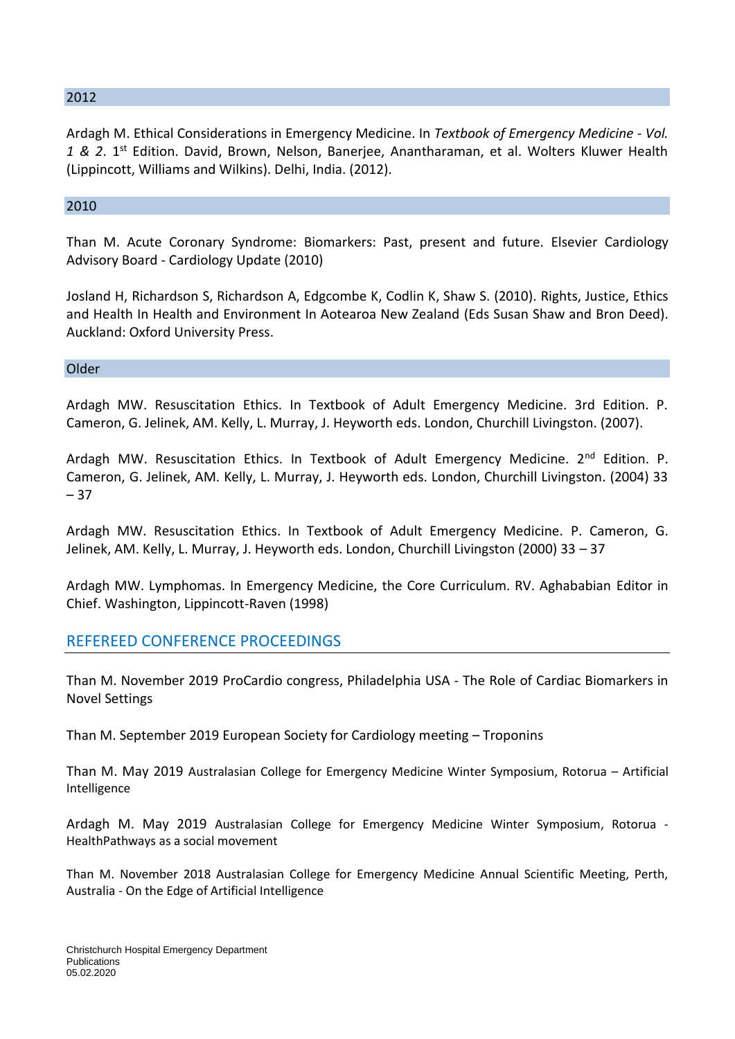### 2012

Ardagh M. Ethical Considerations in Emergency Medicine. In *Textbook of Emergency Medicine - Vol. 1 & 2*. 1st Edition. David, Brown, Nelson, Banerjee, Anantharaman, et al. Wolters Kluwer Health (Lippincott, Williams and Wilkins). Delhi, India. (2012).

### 2010

Than M. Acute Coronary Syndrome: Biomarkers: Past, present and future. Elsevier Cardiology Advisory Board - Cardiology Update (2010)

Josland H, Richardson S, Richardson A, Edgcombe K, Codlin K, Shaw S. (2010). Rights, Justice, Ethics and Health In Health and Environment In Aotearoa New Zealand (Eds Susan Shaw and Bron Deed). Auckland: Oxford University Press.

### Older

Ardagh MW. Resuscitation Ethics. In Textbook of Adult Emergency Medicine. 3rd Edition. P. Cameron, G. Jelinek, AM. Kelly, L. Murray, J. Heyworth eds. London, Churchill Livingston. (2007).

Ardagh MW. Resuscitation Ethics. In Textbook of Adult Emergency Medicine. 2nd Edition. P. Cameron, G. Jelinek, AM. Kelly, L. Murray, J. Heyworth eds. London, Churchill Livingston. (2004) 33 – 37

Ardagh MW. Resuscitation Ethics. In Textbook of Adult Emergency Medicine. P. Cameron, G. Jelinek, AM. Kelly, L. Murray, J. Heyworth eds. London, Churchill Livingston (2000) 33 – 37

Ardagh MW. Lymphomas. In Emergency Medicine, the Core Curriculum. RV. Aghababian Editor in Chief. Washington, Lippincott-Raven (1998)

## REFEREED CONFERENCE PROCEEDINGS

Than M. November 2019 ProCardio congress, Philadelphia USA - The Role of Cardiac Biomarkers in Novel Settings

Than M. September 2019 European Society for Cardiology meeting – Troponins

Than M. May 2019 Australasian College for Emergency Medicine Winter Symposium, Rotorua – Artificial Intelligence

Ardagh M. May 2019 Australasian College for Emergency Medicine Winter Symposium, Rotorua - HealthPathways as a social movement

Than M. November 2018 Australasian College for Emergency Medicine Annual Scientific Meeting, Perth, Australia - On the Edge of Artificial Intelligence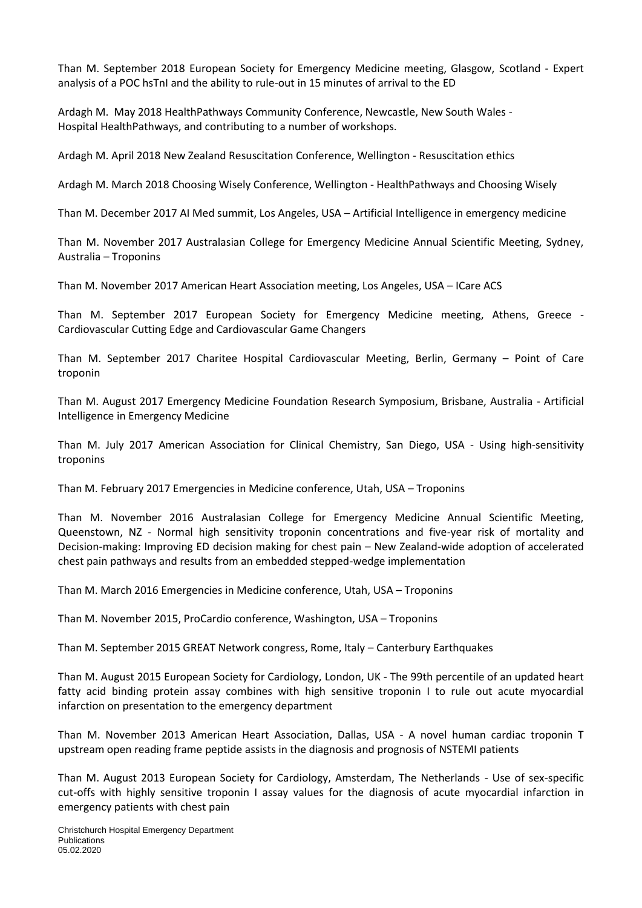Than M. September 2018 European Society for Emergency Medicine meeting, Glasgow, Scotland - Expert analysis of a POC hsTnI and the ability to rule-out in 15 minutes of arrival to the ED

Ardagh M. May 2018 HealthPathways Community Conference, Newcastle, New South Wales - Hospital HealthPathways, and contributing to a number of workshops.

Ardagh M. April 2018 New Zealand Resuscitation Conference, Wellington - Resuscitation ethics

Ardagh M. March 2018 Choosing Wisely Conference, Wellington - HealthPathways and Choosing Wisely

Than M. December 2017 AI Med summit, Los Angeles, USA – Artificial Intelligence in emergency medicine

Than M. November 2017 Australasian College for Emergency Medicine Annual Scientific Meeting, Sydney, Australia – Troponins

Than M. November 2017 American Heart Association meeting, Los Angeles, USA – ICare ACS

Than M. September 2017 European Society for Emergency Medicine meeting, Athens, Greece - Cardiovascular Cutting Edge and Cardiovascular Game Changers

Than M. September 2017 Charitee Hospital Cardiovascular Meeting, Berlin, Germany – Point of Care troponin

Than M. August 2017 Emergency Medicine Foundation Research Symposium, Brisbane, Australia - Artificial Intelligence in Emergency Medicine

Than M. July 2017 American Association for Clinical Chemistry, San Diego, USA - Using high-sensitivity troponins

Than M. February 2017 Emergencies in Medicine conference, Utah, USA – Troponins

Than M. November 2016 Australasian College for Emergency Medicine Annual Scientific Meeting, Queenstown, NZ - Normal high sensitivity troponin concentrations and five-year risk of mortality and Decision-making: Improving ED decision making for chest pain – New Zealand-wide adoption of accelerated chest pain pathways and results from an embedded stepped-wedge implementation

Than M. March 2016 Emergencies in Medicine conference, Utah, USA – Troponins

Than M. November 2015, ProCardio conference, Washington, USA – Troponins

Than M. September 2015 GREAT Network congress, Rome, Italy – Canterbury Earthquakes

Than M. August 2015 European Society for Cardiology, London, UK - The 99th percentile of an updated heart fatty acid binding protein assay combines with high sensitive troponin I to rule out acute myocardial infarction on presentation to the emergency department

Than M. November 2013 American Heart Association, Dallas, USA - A novel human cardiac troponin T upstream open reading frame peptide assists in the diagnosis and prognosis of NSTEMI patients

Than M. August 2013 European Society for Cardiology, Amsterdam, The Netherlands - Use of sex-specific cut-offs with highly sensitive troponin I assay values for the diagnosis of acute myocardial infarction in emergency patients with chest pain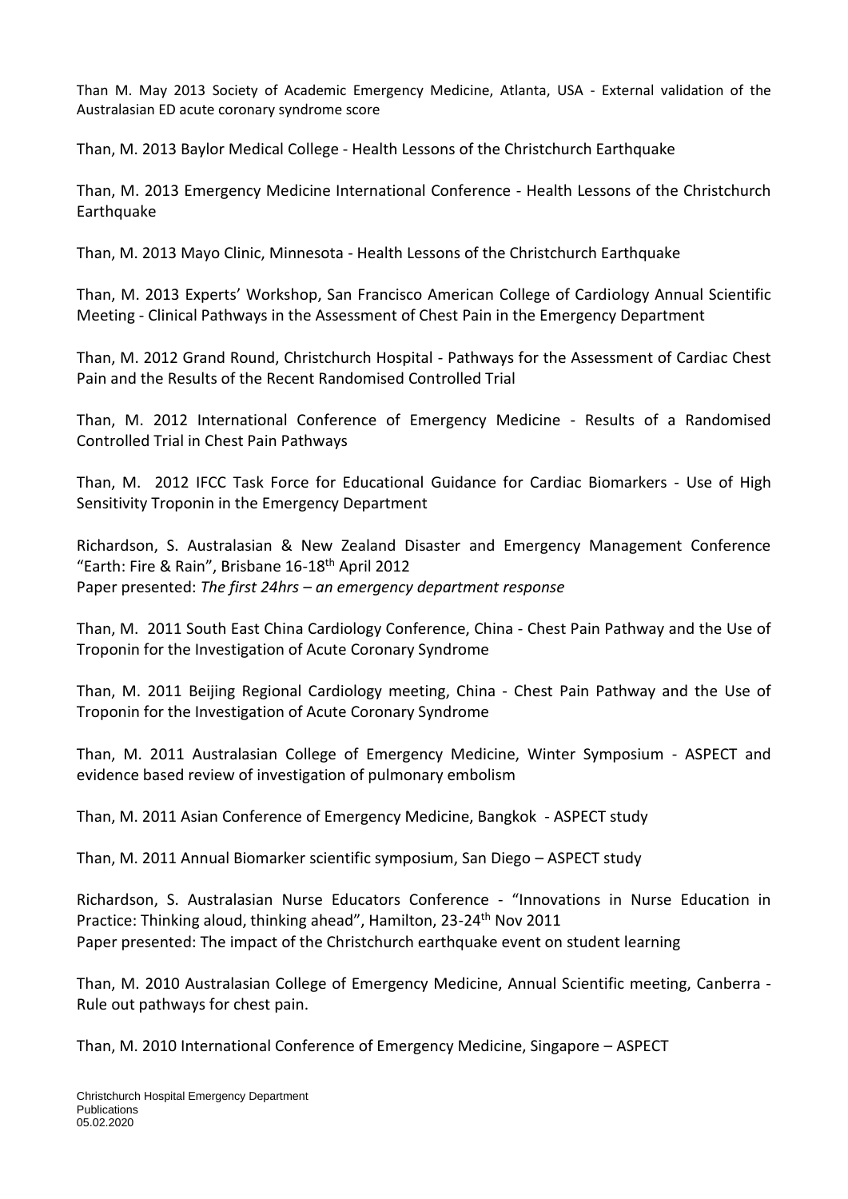Than M. May 2013 Society of Academic Emergency Medicine, Atlanta, USA - External validation of the Australasian ED acute coronary syndrome score

Than, M. 2013 Baylor Medical College - Health Lessons of the Christchurch Earthquake

Than, M. 2013 Emergency Medicine International Conference - Health Lessons of the Christchurch Earthquake

Than, M. 2013 Mayo Clinic, Minnesota - Health Lessons of the Christchurch Earthquake

Than, M. 2013 Experts' Workshop, San Francisco American College of Cardiology Annual Scientific Meeting - Clinical Pathways in the Assessment of Chest Pain in the Emergency Department

Than, M. 2012 Grand Round, Christchurch Hospital - Pathways for the Assessment of Cardiac Chest Pain and the Results of the Recent Randomised Controlled Trial

Than, M. 2012 International Conference of Emergency Medicine - Results of a Randomised Controlled Trial in Chest Pain Pathways

Than, M. 2012 IFCC Task Force for Educational Guidance for Cardiac Biomarkers - Use of High Sensitivity Troponin in the Emergency Department

Richardson, S. Australasian & New Zealand Disaster and Emergency Management Conference "Earth: Fire & Rain", Brisbane 16-18th April 2012
Paper presented: *The first 24hrs – an emergency department response*

Than, M. 2011 South East China Cardiology Conference, China - Chest Pain Pathway and the Use of Troponin for the Investigation of Acute Coronary Syndrome

Than, M. 2011 Beijing Regional Cardiology meeting, China - Chest Pain Pathway and the Use of Troponin for the Investigation of Acute Coronary Syndrome

Than, M. 2011 Australasian College of Emergency Medicine, Winter Symposium - ASPECT and evidence based review of investigation of pulmonary embolism

Than, M. 2011 Asian Conference of Emergency Medicine, Bangkok - ASPECT study

Than, M. 2011 Annual Biomarker scientific symposium, San Diego – ASPECT study

Richardson, S. Australasian Nurse Educators Conference - "Innovations in Nurse Education in Practice: Thinking aloud, thinking ahead", Hamilton, 23-24th Nov 2011
Paper presented: The impact of the Christchurch earthquake event on student learning

Than, M. 2010 Australasian College of Emergency Medicine, Annual Scientific meeting, Canberra - Rule out pathways for chest pain.

Than, M. 2010 International Conference of Emergency Medicine, Singapore – ASPECT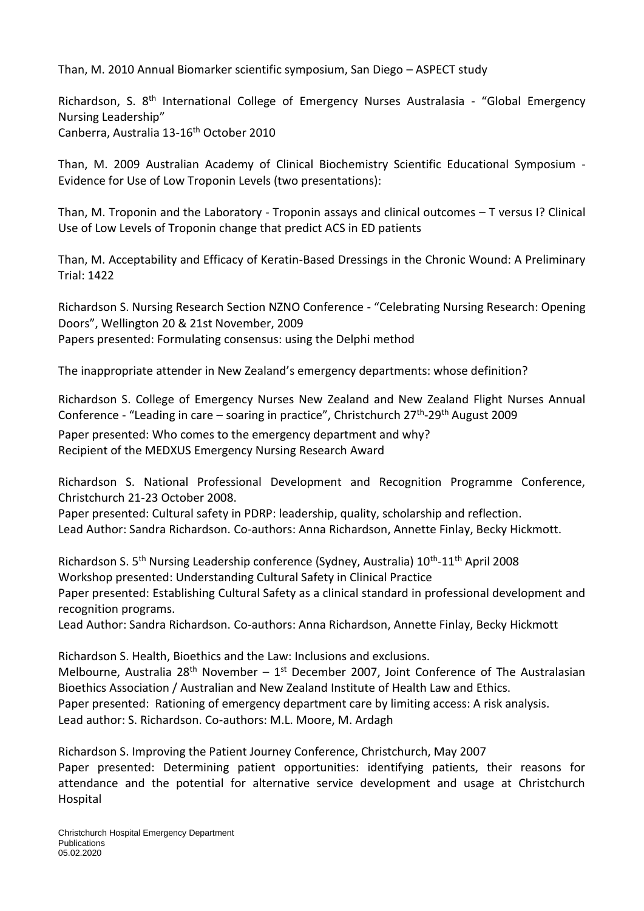Than, M. 2010 Annual Biomarker scientific symposium, San Diego – ASPECT study

Richardson, S. 8th International College of Emergency Nurses Australasia - "Global Emergency Nursing Leadership"
Canberra, Australia 13-16th October 2010

Than, M. 2009 Australian Academy of Clinical Biochemistry Scientific Educational Symposium - Evidence for Use of Low Troponin Levels (two presentations):

Than, M. Troponin and the Laboratory - Troponin assays and clinical outcomes – T versus I? Clinical Use of Low Levels of Troponin change that predict ACS in ED patients

Than, M. Acceptability and Efficacy of Keratin-Based Dressings in the Chronic Wound: A Preliminary Trial: 1422

Richardson S. Nursing Research Section NZNO Conference - "Celebrating Nursing Research: Opening Doors", Wellington 20 & 21st November, 2009
Papers presented: Formulating consensus: using the Delphi method

The inappropriate attender in New Zealand's emergency departments: whose definition?

Richardson S. College of Emergency Nurses New Zealand and New Zealand Flight Nurses Annual Conference - "Leading in care – soaring in practice", Christchurch 27th-29th August 2009

Paper presented: Who comes to the emergency department and why?
Recipient of the MEDXUS Emergency Nursing Research Award

Richardson S. National Professional Development and Recognition Programme Conference, Christchurch 21-23 October 2008.
Paper presented: Cultural safety in PDRP: leadership, quality, scholarship and reflection.
Lead Author: Sandra Richardson. Co-authors: Anna Richardson, Annette Finlay, Becky Hickmott.

Richardson S. 5th Nursing Leadership conference (Sydney, Australia) 10th-11th April 2008
Workshop presented: Understanding Cultural Safety in Clinical Practice
Paper presented: Establishing Cultural Safety as a clinical standard in professional development and recognition programs.
Lead Author: Sandra Richardson. Co-authors: Anna Richardson, Annette Finlay, Becky Hickmott

Richardson S. Health, Bioethics and the Law: Inclusions and exclusions.
Melbourne, Australia 28th November – 1st December 2007, Joint Conference of The Australasian Bioethics Association / Australian and New Zealand Institute of Health Law and Ethics.
Paper presented: Rationing of emergency department care by limiting access: A risk analysis.
Lead author: S. Richardson. Co-authors: M.L. Moore, M. Ardagh

Richardson S. Improving the Patient Journey Conference, Christchurch, May 2007
Paper presented: Determining patient opportunities: identifying patients, their reasons for attendance and the potential for alternative service development and usage at Christchurch Hospital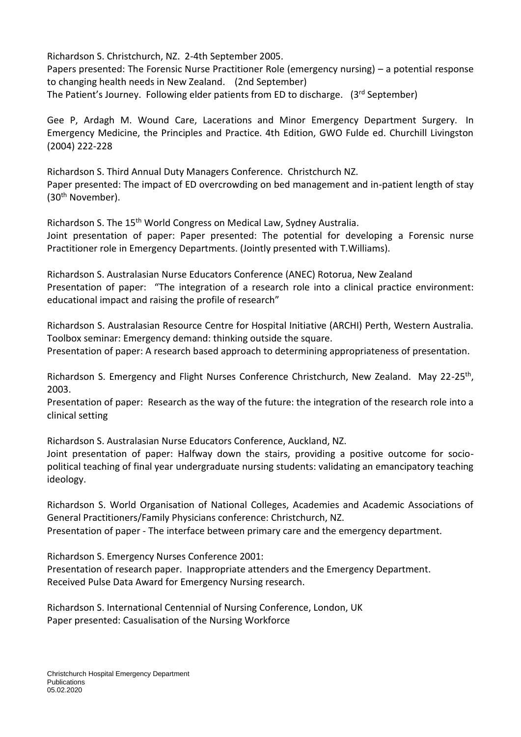Richardson S. Christchurch, NZ. 2-4th September 2005.
Papers presented: The Forensic Nurse Practitioner Role (emergency nursing) – a potential response to changing health needs in New Zealand. (2nd September)
The Patient's Journey. Following elder patients from ED to discharge. (3rd September)

Gee P, Ardagh M. Wound Care, Lacerations and Minor Emergency Department Surgery. In Emergency Medicine, the Principles and Practice. 4th Edition, GWO Fulde ed. Churchill Livingston (2004) 222-228

Richardson S. Third Annual Duty Managers Conference. Christchurch NZ.
Paper presented: The impact of ED overcrowding on bed management and in-patient length of stay (30th November).

Richardson S. The 15th World Congress on Medical Law, Sydney Australia.
Joint presentation of paper: Paper presented: The potential for developing a Forensic nurse Practitioner role in Emergency Departments. (Jointly presented with T.Williams).

Richardson S. Australasian Nurse Educators Conference (ANEC) Rotorua, New Zealand
Presentation of paper: "The integration of a research role into a clinical practice environment: educational impact and raising the profile of research"

Richardson S. Australasian Resource Centre for Hospital Initiative (ARCHI) Perth, Western Australia.
Toolbox seminar: Emergency demand: thinking outside the square.
Presentation of paper: A research based approach to determining appropriateness of presentation.

Richardson S. Emergency and Flight Nurses Conference Christchurch, New Zealand. May 22-25th, 2003.
Presentation of paper: Research as the way of the future: the integration of the research role into a clinical setting

Richardson S. Australasian Nurse Educators Conference, Auckland, NZ.
Joint presentation of paper: Halfway down the stairs, providing a positive outcome for socio-political teaching of final year undergraduate nursing students: validating an emancipatory teaching ideology.

Richardson S. World Organisation of National Colleges, Academies and Academic Associations of General Practitioners/Family Physicians conference: Christchurch, NZ.
Presentation of paper - The interface between primary care and the emergency department.

Richardson S. Emergency Nurses Conference 2001:
Presentation of research paper. Inappropriate attenders and the Emergency Department.
Received Pulse Data Award for Emergency Nursing research.

Richardson S. International Centennial of Nursing Conference, London, UK
Paper presented: Casualisation of the Nursing Workforce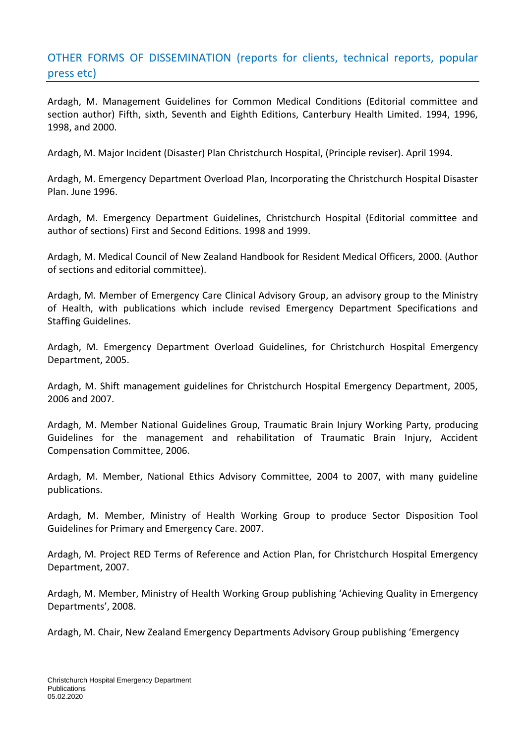## OTHER FORMS OF DISSEMINATION (reports for clients, technical reports, popular press etc)

Ardagh, M. Management Guidelines for Common Medical Conditions (Editorial committee and section author) Fifth, sixth, Seventh and Eighth Editions, Canterbury Health Limited. 1994, 1996, 1998, and 2000.

Ardagh, M. Major Incident (Disaster) Plan Christchurch Hospital, (Principle reviser). April 1994.

Ardagh, M. Emergency Department Overload Plan, Incorporating the Christchurch Hospital Disaster Plan. June 1996.

Ardagh, M. Emergency Department Guidelines, Christchurch Hospital (Editorial committee and author of sections) First and Second Editions. 1998 and 1999.

Ardagh, M. Medical Council of New Zealand Handbook for Resident Medical Officers, 2000. (Author of sections and editorial committee).

Ardagh, M. Member of Emergency Care Clinical Advisory Group, an advisory group to the Ministry of Health, with publications which include revised Emergency Department Specifications and Staffing Guidelines.

Ardagh, M. Emergency Department Overload Guidelines, for Christchurch Hospital Emergency Department, 2005.

Ardagh, M. Shift management guidelines for Christchurch Hospital Emergency Department, 2005, 2006 and 2007.

Ardagh, M. Member National Guidelines Group, Traumatic Brain Injury Working Party, producing Guidelines for the management and rehabilitation of Traumatic Brain Injury, Accident Compensation Committee, 2006.

Ardagh, M. Member, National Ethics Advisory Committee, 2004 to 2007, with many guideline publications.

Ardagh, M. Member, Ministry of Health Working Group to produce Sector Disposition Tool Guidelines for Primary and Emergency Care. 2007.

Ardagh, M. Project RED Terms of Reference and Action Plan, for Christchurch Hospital Emergency Department, 2007.

Ardagh, M. Member, Ministry of Health Working Group publishing 'Achieving Quality in Emergency Departments', 2008.

Ardagh, M. Chair, New Zealand Emergency Departments Advisory Group publishing 'Emergency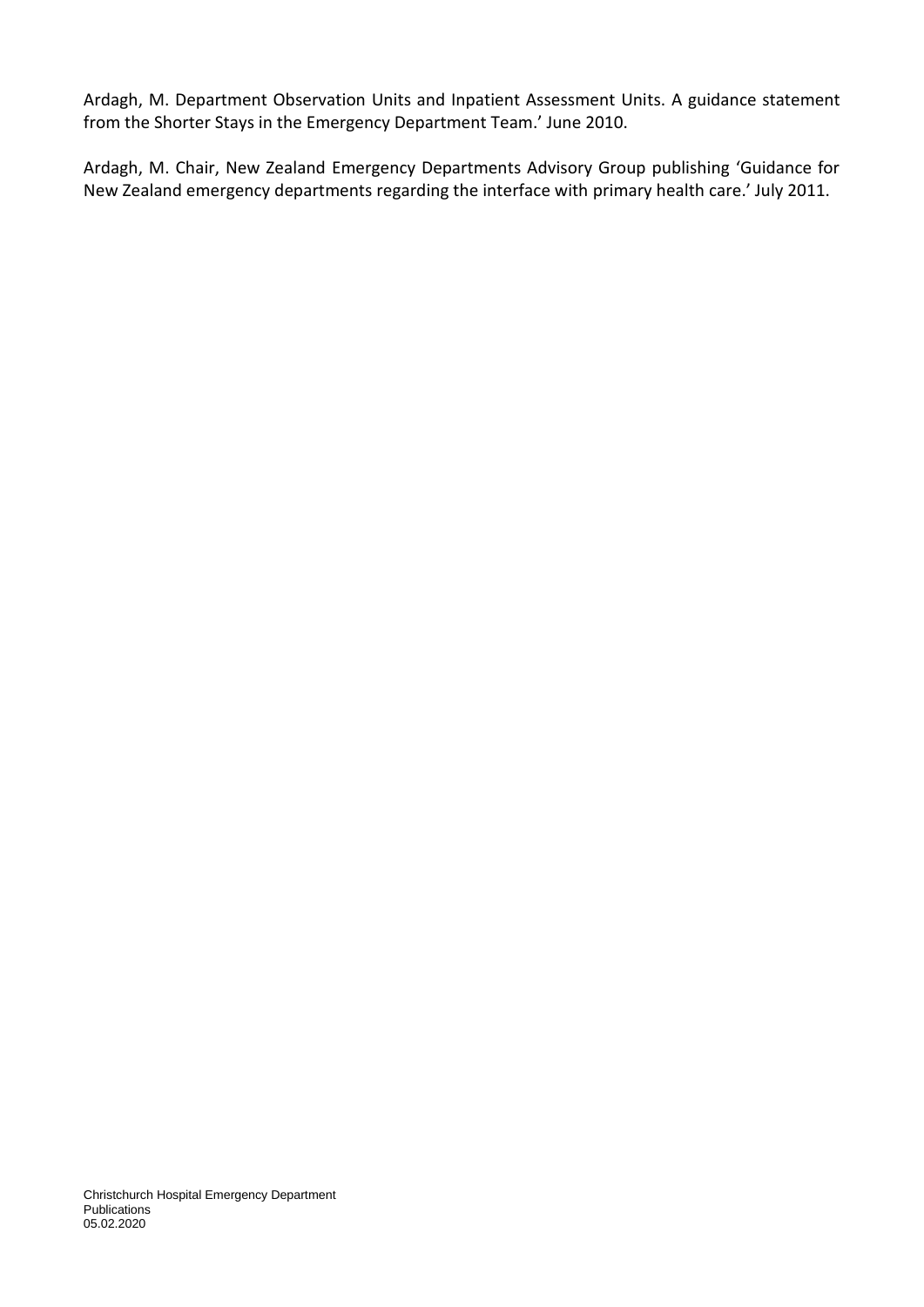Ardagh, M. Department Observation Units and Inpatient Assessment Units. A guidance statement from the Shorter Stays in the Emergency Department Team.' June 2010.

Ardagh, M. Chair, New Zealand Emergency Departments Advisory Group publishing 'Guidance for New Zealand emergency departments regarding the interface with primary health care.' July 2011.